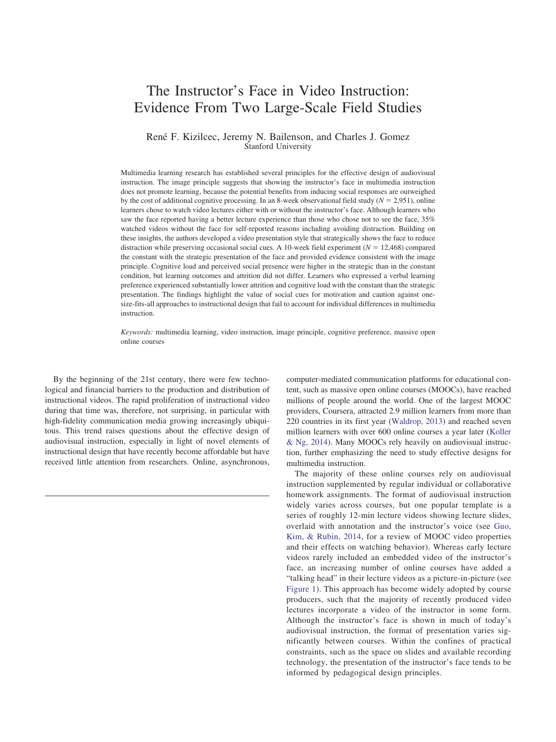# The Instructor's Face in Video Instruction: Evidence From Two Large-Scale Field Studies

René F. Kizilcec, Jeremy N. Bailenson, and Charles J. Gomez
Stanford University

Multimedia learning research has established several principles for the effective design of audiovisual instruction. The image principle suggests that showing the instructor's face in multimedia instruction does not promote learning, because the potential benefits from inducing social responses are outweighed by the cost of additional cognitive processing. In an 8-week observational field study ($N = 2{,}951$), online learners chose to watch video lectures either with or without the instructor's face. Although learners who saw the face reported having a better lecture experience than those who chose not to see the face, 35% watched videos without the face for self-reported reasons including avoiding distraction. Building on these insights, the authors developed a video presentation style that strategically shows the face to reduce distraction while preserving occasional social cues. A 10-week field experiment ($N = 12{,}468$) compared the constant with the strategic presentation of the face and provided evidence consistent with the image principle. Cognitive load and perceived social presence were higher in the strategic than in the constant condition, but learning outcomes and attrition did not differ. Learners who expressed a verbal learning preference experienced substantially lower attrition and cognitive load with the constant than the strategic presentation. The findings highlight the value of social cues for motivation and caution against one-size-fits-all approaches to instructional design that fail to account for individual differences in multimedia instruction.

*Keywords:* multimedia learning, video instruction, image principle, cognitive preference, massive open online courses

By the beginning of the 21st century, there were few technological and financial barriers to the production and distribution of instructional videos. The rapid proliferation of instructional video during that time was, therefore, not surprising, in particular with high-fidelity communication media growing increasingly ubiquitous. This trend raises questions about the effective design of audiovisual instruction, especially in light of novel elements of instructional design that have recently become affordable but have received little attention from researchers. Online, asynchronous, computer-mediated communication platforms for educational content, such as massive open online courses (MOOCs), have reached millions of people around the world. One of the largest MOOC providers, Coursera, attracted 2.9 million learners from more than 220 countries in its first year (Waldrop, 2013) and reached seven million learners with over 600 online courses a year later (Koller & Ng, 2014). Many MOOCs rely heavily on audiovisual instruction, further emphasizing the need to study effective designs for multimedia instruction.

The majority of these online courses rely on audiovisual instruction supplemented by regular individual or collaborative homework assignments. The format of audiovisual instruction widely varies across courses, but one popular template is a series of roughly 12-min lecture videos showing lecture slides, overlaid with annotation and the instructor's voice (see Guo, Kim, & Rubin, 2014, for a review of MOOC video properties and their effects on watching behavior). Whereas early lecture videos rarely included an embedded video of the instructor's face, an increasing number of online courses have added a "talking head" in their lecture videos as a picture-in-picture (see Figure 1). This approach has become widely adopted by course producers, such that the majority of recently produced video lectures incorporate a video of the instructor in some form. Although the instructor's face is shown in much of today's audiovisual instruction, the format of presentation varies significantly between courses. Within the confines of practical constraints, such as the space on slides and available recording technology, the presentation of the instructor's face tends to be informed by pedagogical design principles.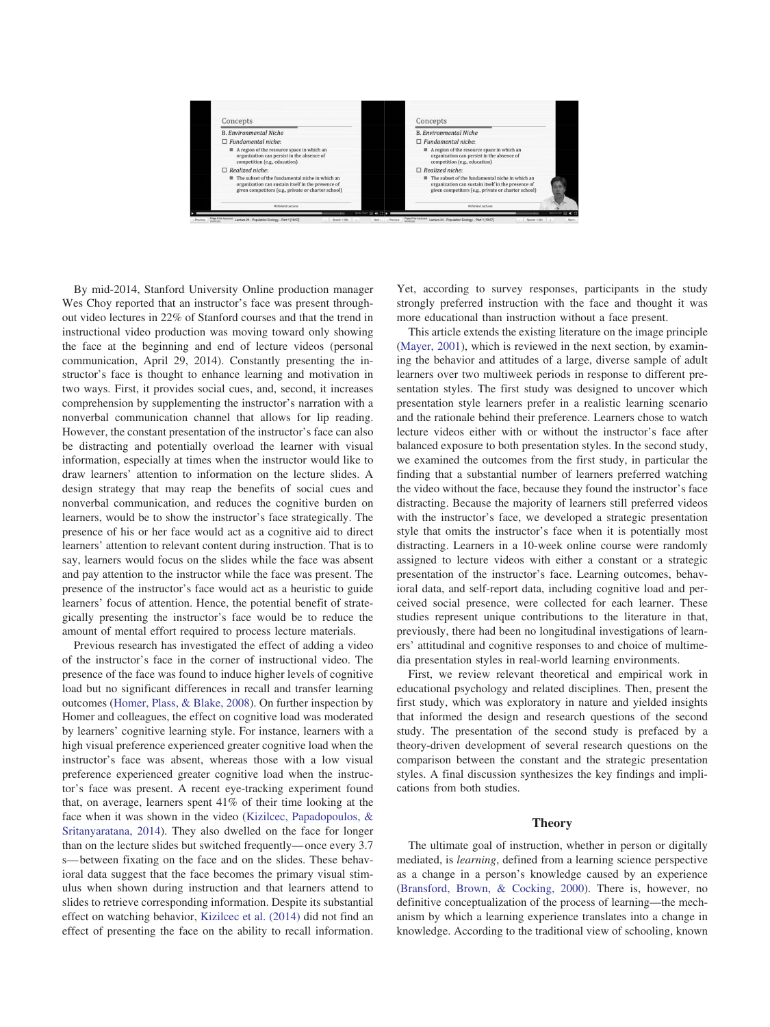By mid-2014, Stanford University Online production manager Wes Choy reported that an instructor's face was present throughout video lectures in 22% of Stanford courses and that the trend in instructional video production was moving toward only showing the face at the beginning and end of lecture videos (personal communication, April 29, 2014). Constantly presenting the instructor's face is thought to enhance learning and motivation in two ways. First, it provides social cues, and, second, it increases comprehension by supplementing the instructor's narration with a nonverbal communication channel that allows for lip reading. However, the constant presentation of the instructor's face can also be distracting and potentially overload the learner with visual information, especially at times when the instructor would like to draw learners' attention to information on the lecture slides. A design strategy that may reap the benefits of social cues and nonverbal communication, and reduces the cognitive burden on learners, would be to show the instructor's face strategically. The presence of his or her face would act as a cognitive aid to direct learners' attention to relevant content during instruction. That is to say, learners would focus on the slides while the face was absent and pay attention to the instructor while the face was present. The presence of the instructor's face would act as a heuristic to guide learners' focus of attention. Hence, the potential benefit of strategically presenting the instructor's face would be to reduce the amount of mental effort required to process lecture materials.

Previous research has investigated the effect of adding a video of the instructor's face in the corner of instructional video. The presence of the face was found to induce higher levels of cognitive load but no significant differences in recall and transfer learning outcomes (Homer, Plass, & Blake, 2008). On further inspection by Homer and colleagues, the effect on cognitive load was moderated by learners' cognitive learning style. For instance, learners with a high visual preference experienced greater cognitive load when the instructor's face was absent, whereas those with a low visual preference experienced greater cognitive load when the instructor's face was present. A recent eye-tracking experiment found that, on average, learners spent 41% of their time looking at the face when it was shown in the video (Kizilcec, Papadopoulos, & Sritanyaratana, 2014). They also dwelled on the face for longer than on the lecture slides but switched frequently—once every 3.7 s—between fixating on the face and on the slides. These behavioral data suggest that the face becomes the primary visual stimulus when shown during instruction and that learners attend to slides to retrieve corresponding information. Despite its substantial effect on watching behavior, Kizilcec et al. (2014) did not find an effect of presenting the face on the ability to recall information. Yet, according to survey responses, participants in the study strongly preferred instruction with the face and thought it was more educational than instruction without a face present.

This article extends the existing literature on the image principle (Mayer, 2001), which is reviewed in the next section, by examining the behavior and attitudes of a large, diverse sample of adult learners over two multiweek periods in response to different presentation styles. The first study was designed to uncover which presentation style learners prefer in a realistic learning scenario and the rationale behind their preference. Learners chose to watch lecture videos either with or without the instructor's face after balanced exposure to both presentation styles. In the second study, we examined the outcomes from the first study, in particular the finding that a substantial number of learners preferred watching the video without the face, because they found the instructor's face distracting. Because the majority of learners still preferred videos with the instructor's face, we developed a strategic presentation style that omits the instructor's face when it is potentially most distracting. Learners in a 10-week online course were randomly assigned to lecture videos with either a constant or a strategic presentation of the instructor's face. Learning outcomes, behavioral data, and self-report data, including cognitive load and perceived social presence, were collected for each learner. These studies represent unique contributions to the literature in that, previously, there had been no longitudinal investigations of learners' attitudinal and cognitive responses to and choice of multimedia presentation styles in real-world learning environments.

First, we review relevant theoretical and empirical work in educational psychology and related disciplines. Then, present the first study, which was exploratory in nature and yielded insights that informed the design and research questions of the second study. The presentation of the second study is prefaced by a theory-driven development of several research questions on the comparison between the constant and the strategic presentation styles. A final discussion synthesizes the key findings and implications from both studies.

## Theory

The ultimate goal of instruction, whether in person or digitally mediated, is *learning*, defined from a learning science perspective as a change in a person's knowledge caused by an experience (Bransford, Brown, & Cocking, 2000). There is, however, no definitive conceptualization of the process of learning—the mechanism by which a learning experience translates into a change in knowledge. According to the traditional view of schooling, known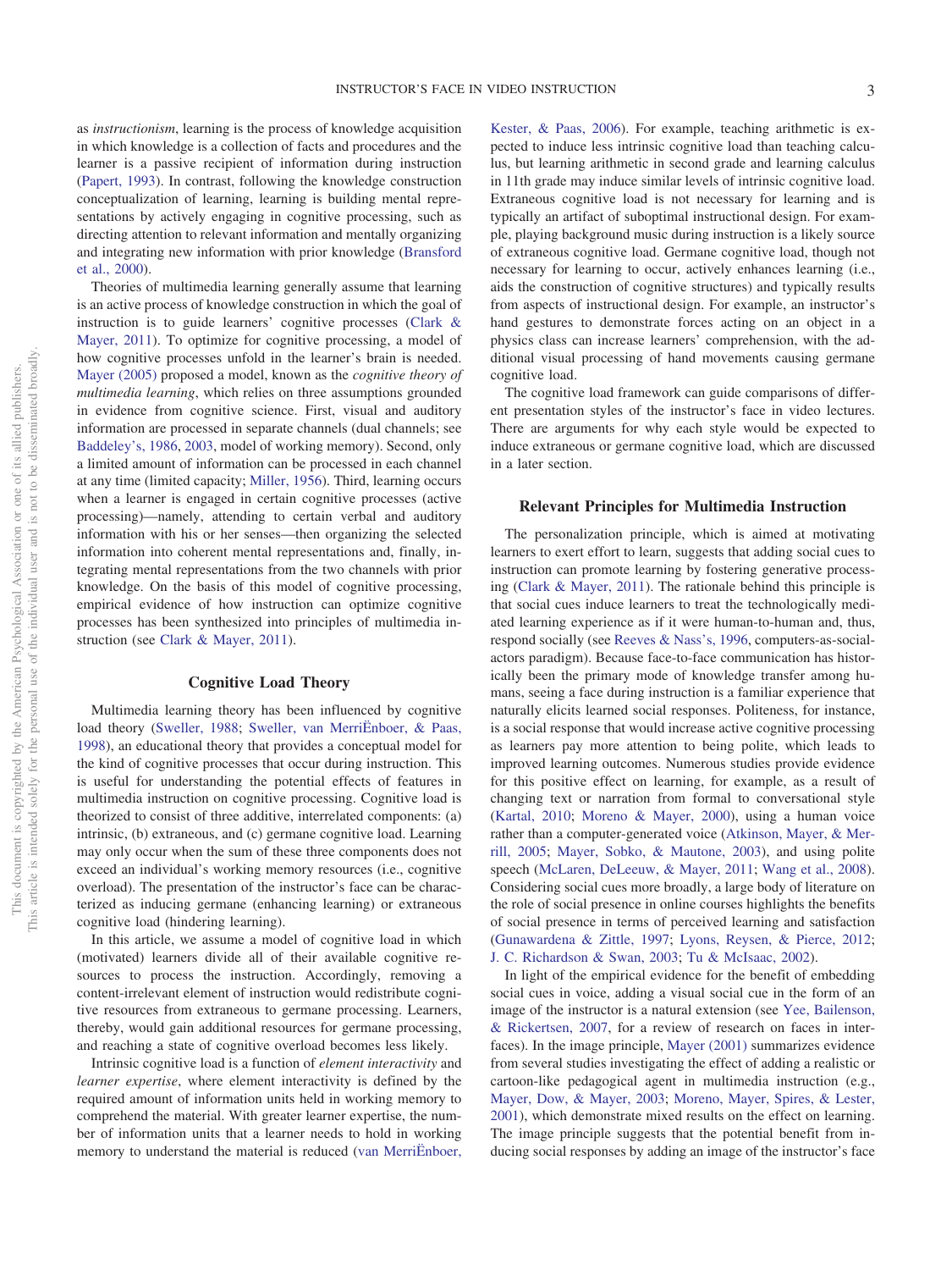as *instructionism*, learning is the process of knowledge acquisition in which knowledge is a collection of facts and procedures and the learner is a passive recipient of information during instruction (Papert, 1993). In contrast, following the knowledge construction conceptualization of learning, learning is building mental representations by actively engaging in cognitive processing, such as directing attention to relevant information and mentally organizing and integrating new information with prior knowledge (Bransford et al., 2000).

Theories of multimedia learning generally assume that learning is an active process of knowledge construction in which the goal of instruction is to guide learners' cognitive processes (Clark & Mayer, 2011). To optimize for cognitive processing, a model of how cognitive processes unfold in the learner's brain is needed. Mayer (2005) proposed a model, known as the *cognitive theory of multimedia learning*, which relies on three assumptions grounded in evidence from cognitive science. First, visual and auditory information are processed in separate channels (dual channels; see Baddeley's, 1986, 2003, model of working memory). Second, only a limited amount of information can be processed in each channel at any time (limited capacity; Miller, 1956). Third, learning occurs when a learner is engaged in certain cognitive processes (active processing)—namely, attending to certain verbal and auditory information with his or her senses—then organizing the selected information into coherent mental representations and, finally, integrating mental representations from the two channels with prior knowledge. On the basis of this model of cognitive processing, empirical evidence of how instruction can optimize cognitive processes has been synthesized into principles of multimedia instruction (see Clark & Mayer, 2011).

## Cognitive Load Theory

Multimedia learning theory has been influenced by cognitive load theory (Sweller, 1988; Sweller, van MerriËnboer, & Paas, 1998), an educational theory that provides a conceptual model for the kind of cognitive processes that occur during instruction. This is useful for understanding the potential effects of features in multimedia instruction on cognitive processing. Cognitive load is theorized to consist of three additive, interrelated components: (a) intrinsic, (b) extraneous, and (c) germane cognitive load. Learning may only occur when the sum of these three components does not exceed an individual's working memory resources (i.e., cognitive overload). The presentation of the instructor's face can be characterized as inducing germane (enhancing learning) or extraneous cognitive load (hindering learning).

In this article, we assume a model of cognitive load in which (motivated) learners divide all of their available cognitive resources to process the instruction. Accordingly, removing a content-irrelevant element of instruction would redistribute cognitive resources from extraneous to germane processing. Learners, thereby, would gain additional resources for germane processing, and reaching a state of cognitive overload becomes less likely.

Intrinsic cognitive load is a function of *element interactivity* and *learner expertise*, where element interactivity is defined by the required amount of information units held in working memory to comprehend the material. With greater learner expertise, the number of information units that a learner needs to hold in working memory to understand the material is reduced (van MerriËnboer, Kester, & Paas, 2006). For example, teaching arithmetic is expected to induce less intrinsic cognitive load than teaching calculus, but learning arithmetic in second grade and learning calculus in 11th grade may induce similar levels of intrinsic cognitive load. Extraneous cognitive load is not necessary for learning and is typically an artifact of suboptimal instructional design. For example, playing background music during instruction is a likely source of extraneous cognitive load. Germane cognitive load, though not necessary for learning to occur, actively enhances learning (i.e., aids the construction of cognitive structures) and typically results from aspects of instructional design. For example, an instructor's hand gestures to demonstrate forces acting on an object in a physics class can increase learners' comprehension, with the additional visual processing of hand movements causing germane cognitive load.

The cognitive load framework can guide comparisons of different presentation styles of the instructor's face in video lectures. There are arguments for why each style would be expected to induce extraneous or germane cognitive load, which are discussed in a later section.

## Relevant Principles for Multimedia Instruction

The personalization principle, which is aimed at motivating learners to exert effort to learn, suggests that adding social cues to instruction can promote learning by fostering generative processing (Clark & Mayer, 2011). The rationale behind this principle is that social cues induce learners to treat the technologically mediated learning experience as if it were human-to-human and, thus, respond socially (see Reeves & Nass's, 1996, computers-as-social-actors paradigm). Because face-to-face communication has historically been the primary mode of knowledge transfer among humans, seeing a face during instruction is a familiar experience that naturally elicits learned social responses. Politeness, for instance, is a social response that would increase active cognitive processing as learners pay more attention to being polite, which leads to improved learning outcomes. Numerous studies provide evidence for this positive effect on learning, for example, as a result of changing text or narration from formal to conversational style (Kartal, 2010; Moreno & Mayer, 2000), using a human voice rather than a computer-generated voice (Atkinson, Mayer, & Merrill, 2005; Mayer, Sobko, & Mautone, 2003), and using polite speech (McLaren, DeLeeuw, & Mayer, 2011; Wang et al., 2008). Considering social cues more broadly, a large body of literature on the role of social presence in online courses highlights the benefits of social presence in terms of perceived learning and satisfaction (Gunawardena & Zittle, 1997; Lyons, Reysen, & Pierce, 2012; J. C. Richardson & Swan, 2003; Tu & McIsaac, 2002).

In light of the empirical evidence for the benefit of embedding social cues in voice, adding a visual social cue in the form of an image of the instructor is a natural extension (see Yee, Bailenson, & Rickertsen, 2007, for a review of research on faces in interfaces). In the image principle, Mayer (2001) summarizes evidence from several studies investigating the effect of adding a realistic or cartoon-like pedagogical agent in multimedia instruction (e.g., Mayer, Dow, & Mayer, 2003; Moreno, Mayer, Spires, & Lester, 2001), which demonstrate mixed results on the effect on learning. The image principle suggests that the potential benefit from inducing social responses by adding an image of the instructor's face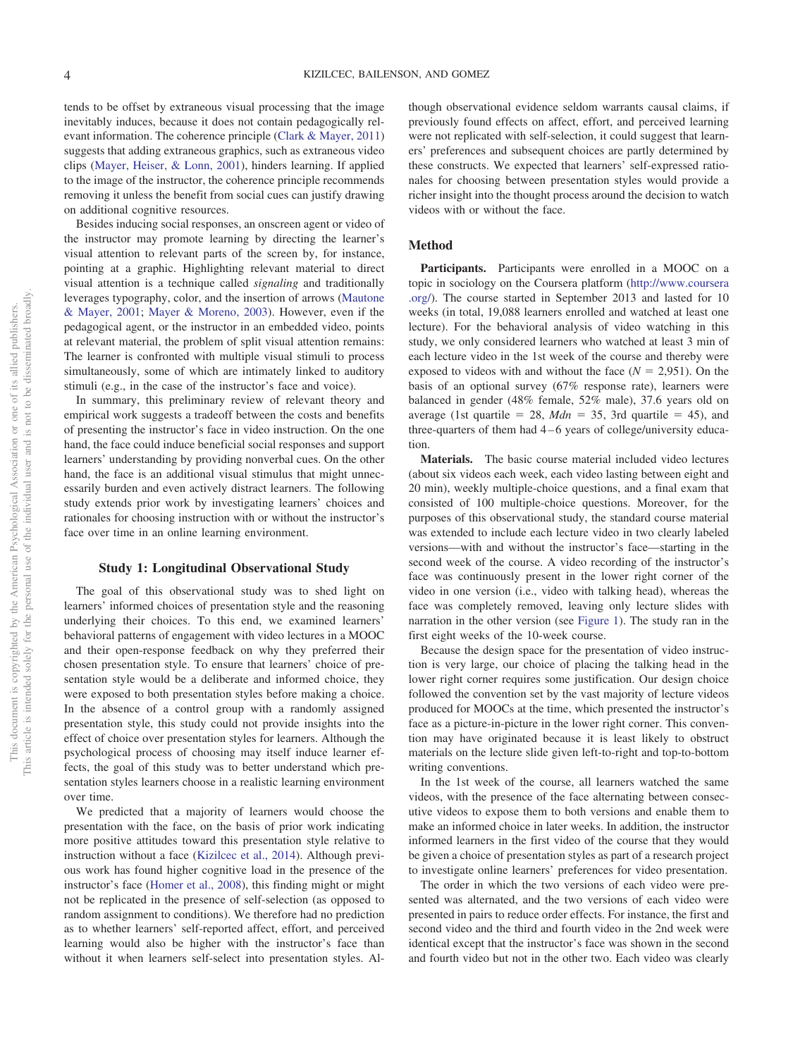tends to be offset by extraneous visual processing that the image inevitably induces, because it does not contain pedagogically relevant information. The coherence principle (Clark & Mayer, 2011) suggests that adding extraneous graphics, such as extraneous video clips (Mayer, Heiser, & Lonn, 2001), hinders learning. If applied to the image of the instructor, the coherence principle recommends removing it unless the benefit from social cues can justify drawing on additional cognitive resources.

Besides inducing social responses, an onscreen agent or video of the instructor may promote learning by directing the learner's visual attention to relevant parts of the screen by, for instance, pointing at a graphic. Highlighting relevant material to direct visual attention is a technique called *signaling* and traditionally leverages typography, color, and the insertion of arrows (Mautone & Mayer, 2001; Mayer & Moreno, 2003). However, even if the pedagogical agent, or the instructor in an embedded video, points at relevant material, the problem of split visual attention remains: The learner is confronted with multiple visual stimuli to process simultaneously, some of which are intimately linked to auditory stimuli (e.g., in the case of the instructor's face and voice).

In summary, this preliminary review of relevant theory and empirical work suggests a tradeoff between the costs and benefits of presenting the instructor's face in video instruction. On the one hand, the face could induce beneficial social responses and support learners' understanding by providing nonverbal cues. On the other hand, the face is an additional visual stimulus that might unnecessarily burden and even actively distract learners. The following study extends prior work by investigating learners' choices and rationales for choosing instruction with or without the instructor's face over time in an online learning environment.

## Study 1: Longitudinal Observational Study

The goal of this observational study was to shed light on learners' informed choices of presentation style and the reasoning underlying their choices. To this end, we examined learners' behavioral patterns of engagement with video lectures in a MOOC and their open-response feedback on why they preferred their chosen presentation style. To ensure that learners' choice of presentation style would be a deliberate and informed choice, they were exposed to both presentation styles before making a choice. In the absence of a control group with a randomly assigned presentation style, this study could not provide insights into the effect of choice over presentation styles for learners. Although the psychological process of choosing may itself induce learner effects, the goal of this study was to better understand which presentation styles learners choose in a realistic learning environment over time.

We predicted that a majority of learners would choose the presentation with the face, on the basis of prior work indicating more positive attitudes toward this presentation style relative to instruction without a face (Kizilcec et al., 2014). Although previous work has found higher cognitive load in the presence of the instructor's face (Homer et al., 2008), this finding might or might not be replicated in the presence of self-selection (as opposed to random assignment to conditions). We therefore had no prediction as to whether learners' self-reported affect, effort, and perceived learning would also be higher with the instructor's face than without it when learners self-select into presentation styles. Although observational evidence seldom warrants causal claims, if previously found effects on affect, effort, and perceived learning were not replicated with self-selection, it could suggest that learners' preferences and subsequent choices are partly determined by these constructs. We expected that learners' self-expressed rationales for choosing between presentation styles would provide a richer insight into the thought process around the decision to watch videos with or without the face.

### Method

**Participants.** Participants were enrolled in a MOOC on a topic in sociology on the Coursera platform (http://www.coursera.org/). The course started in September 2013 and lasted for 10 weeks (in total, 19,088 learners enrolled and watched at least one lecture). For the behavioral analysis of video watching in this study, we only considered learners who watched at least 3 min of each lecture video in the 1st week of the course and thereby were exposed to videos with and without the face ($N = 2{,}951$). On the basis of an optional survey (67% response rate), learners were balanced in gender (48% female, 52% male), 37.6 years old on average (1st quartile = 28, $Mdn = 35$, 3rd quartile = 45), and three-quarters of them had 4–6 years of college/university education.

**Materials.** The basic course material included video lectures (about six videos each week, each video lasting between eight and 20 min), weekly multiple-choice questions, and a final exam that consisted of 100 multiple-choice questions. Moreover, for the purposes of this observational study, the standard course material was extended to include each lecture video in two clearly labeled versions—with and without the instructor's face—starting in the second week of the course. A video recording of the instructor's face was continuously present in the lower right corner of the video in one version (i.e., video with talking head), whereas the face was completely removed, leaving only lecture slides with narration in the other version (see Figure 1). The study ran in the first eight weeks of the 10-week course.

Because the design space for the presentation of video instruction is very large, our choice of placing the talking head in the lower right corner requires some justification. Our design choice followed the convention set by the vast majority of lecture videos produced for MOOCs at the time, which presented the instructor's face as a picture-in-picture in the lower right corner. This convention may have originated because it is least likely to obstruct materials on the lecture slide given left-to-right and top-to-bottom writing conventions.

In the 1st week of the course, all learners watched the same videos, with the presence of the face alternating between consecutive videos to expose them to both versions and enable them to make an informed choice in later weeks. In addition, the instructor informed learners in the first video of the course that they would be given a choice of presentation styles as part of a research project to investigate online learners' preferences for video presentation.

The order in which the two versions of each video were presented was alternated, and the two versions of each video were presented in pairs to reduce order effects. For instance, the first and second video and the third and fourth video in the 2nd week were identical except that the instructor's face was shown in the second and fourth video but not in the other two. Each video was clearly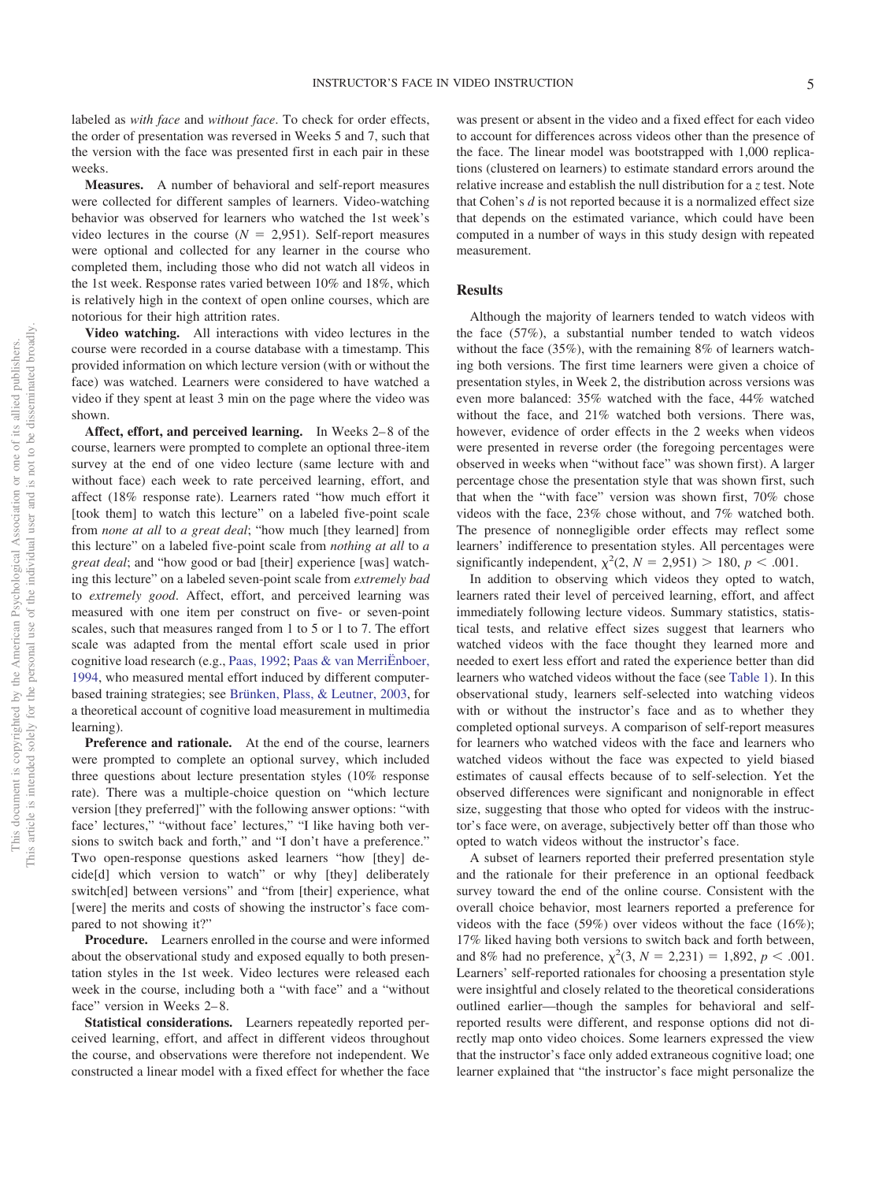labeled as *with face* and *without face*. To check for order effects, the order of presentation was reversed in Weeks 5 and 7, such that the version with the face was presented first in each pair in these weeks.

**Measures.** A number of behavioral and self-report measures were collected for different samples of learners. Video-watching behavior was observed for learners who watched the 1st week's video lectures in the course ($N$ = 2,951). Self-report measures were optional and collected for any learner in the course who completed them, including those who did not watch all videos in the 1st week. Response rates varied between 10% and 18%, which is relatively high in the context of open online courses, which are notorious for their high attrition rates.

**Video watching.** All interactions with video lectures in the course were recorded in a course database with a timestamp. This provided information on which lecture version (with or without the face) was watched. Learners were considered to have watched a video if they spent at least 3 min on the page where the video was shown.

**Affect, effort, and perceived learning.** In Weeks 2–8 of the course, learners were prompted to complete an optional three-item survey at the end of one video lecture (same lecture with and without face) each week to rate perceived learning, effort, and affect (18% response rate). Learners rated "how much effort it [took them] to watch this lecture" on a labeled five-point scale from *none at all* to *a great deal*; "how much [they learned] from this lecture" on a labeled five-point scale from *nothing at all* to *a great deal*; and "how good or bad [their] experience [was] watching this lecture" on a labeled seven-point scale from *extremely bad* to *extremely good*. Affect, effort, and perceived learning was measured with one item per construct on five- or seven-point scales, such that measures ranged from 1 to 5 or 1 to 7. The effort scale was adapted from the mental effort scale used in prior cognitive load research (e.g., Paas, 1992; Paas & van MerriËnboer, 1994, who measured mental effort induced by different computer-based training strategies; see Brünken, Plass, & Leutner, 2003, for a theoretical account of cognitive load measurement in multimedia learning).

**Preference and rationale.** At the end of the course, learners were prompted to complete an optional survey, which included three questions about lecture presentation styles (10% response rate). There was a multiple-choice question on "which lecture version [they preferred]" with the following answer options: "with face' lectures," "without face' lectures," "I like having both versions to switch back and forth," and "I don't have a preference." Two open-response questions asked learners "how [they] decide[d] which version to watch" or why [they] deliberately switch[ed] between versions" and "from [their] experience, what [were] the merits and costs of showing the instructor's face compared to not showing it?"

**Procedure.** Learners enrolled in the course and were informed about the observational study and exposed equally to both presentation styles in the 1st week. Video lectures were released each week in the course, including both a "with face" and a "without face" version in Weeks 2–8.

**Statistical considerations.** Learners repeatedly reported perceived learning, effort, and affect in different videos throughout the course, and observations were therefore not independent. We constructed a linear model with a fixed effect for whether the face was present or absent in the video and a fixed effect for each video to account for differences across videos other than the presence of the face. The linear model was bootstrapped with 1,000 replications (clustered on learners) to estimate standard errors around the relative increase and establish the null distribution for a $z$ test. Note that Cohen's $d$ is not reported because it is a normalized effect size that depends on the estimated variance, which could have been computed in a number of ways in this study design with repeated measurement.

## Results

Although the majority of learners tended to watch videos with the face (57%), a substantial number tended to watch videos without the face (35%), with the remaining 8% of learners watching both versions. The first time learners were given a choice of presentation styles, in Week 2, the distribution across versions was even more balanced: 35% watched with the face, 44% watched without the face, and 21% watched both versions. There was, however, evidence of order effects in the 2 weeks when videos were presented in reverse order (the foregoing percentages were observed in weeks when "without face" was shown first). A larger percentage chose the presentation style that was shown first, such that when the "with face" version was shown first, 70% chose videos with the face, 23% chose without, and 7% watched both. The presence of nonnegligible order effects may reflect some learners' indifference to presentation styles. All percentages were significantly independent, $\chi^2(2, N = 2{,}951) > 180$, $p < .001$.

In addition to observing which videos they opted to watch, learners rated their level of perceived learning, effort, and affect immediately following lecture videos. Summary statistics, statistical tests, and relative effect sizes suggest that learners who watched videos with the face thought they learned more and needed to exert less effort and rated the experience better than did learners who watched videos without the face (see Table 1). In this observational study, learners self-selected into watching videos with or without the instructor's face and as to whether they completed optional surveys. A comparison of self-report measures for learners who watched videos with the face and learners who watched videos without the face was expected to yield biased estimates of causal effects because of to self-selection. Yet the observed differences were significant and nonignorable in effect size, suggesting that those who opted for videos with the instructor's face were, on average, subjectively better off than those who opted to watch videos without the instructor's face.

A subset of learners reported their preferred presentation style and the rationale for their preference in an optional feedback survey toward the end of the online course. Consistent with the overall choice behavior, most learners reported a preference for videos with the face (59%) over videos without the face (16%); 17% liked having both versions to switch back and forth between, and 8% had no preference, $\chi^2(3, N = 2{,}231) = 1{,}892$, $p < .001$. Learners' self-reported rationales for choosing a presentation style were insightful and closely related to the theoretical considerations outlined earlier—though the samples for behavioral and self-reported results were different, and response options did not directly map onto video choices. Some learners expressed the view that the instructor's face only added extraneous cognitive load; one learner explained that "the instructor's face might personalize the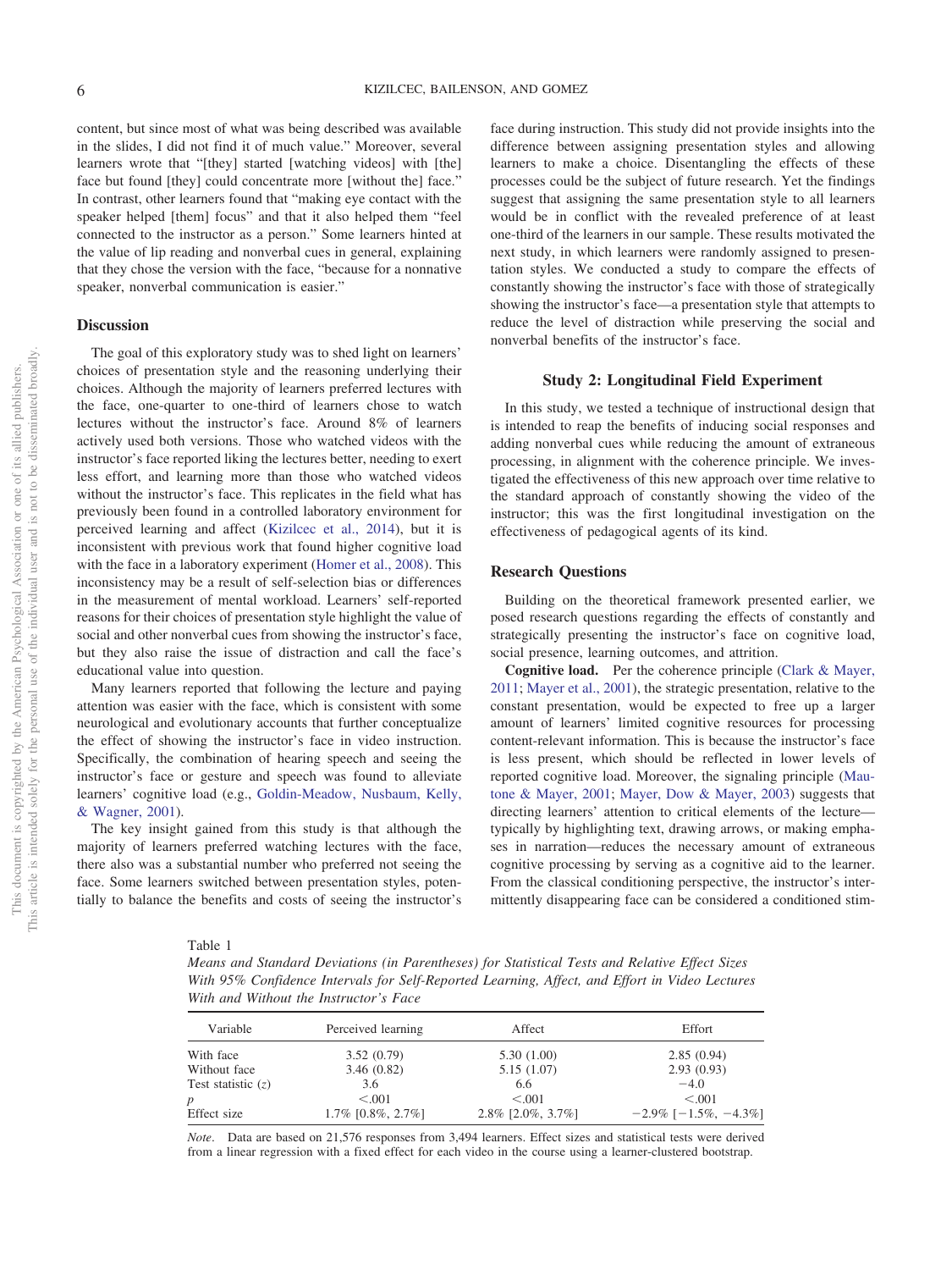content, but since most of what was being described was available in the slides, I did not find it of much value." Moreover, several learners wrote that "[they] started [watching videos] with [the] face but found [they] could concentrate more [without the] face." In contrast, other learners found that "making eye contact with the speaker helped [them] focus" and that it also helped them "feel connected to the instructor as a person." Some learners hinted at the value of lip reading and nonverbal cues in general, explaining that they chose the version with the face, "because for a nonnative speaker, nonverbal communication is easier."

### Discussion

The goal of this exploratory study was to shed light on learners' choices of presentation style and the reasoning underlying their choices. Although the majority of learners preferred lectures with the face, one-quarter to one-third of learners chose to watch lectures without the instructor's face. Around 8% of learners actively used both versions. Those who watched videos with the instructor's face reported liking the lectures better, needing to exert less effort, and learning more than those who watched videos without the instructor's face. This replicates in the field what has previously been found in a controlled laboratory environment for perceived learning and affect (Kizilcec et al., 2014), but it is inconsistent with previous work that found higher cognitive load with the face in a laboratory experiment (Homer et al., 2008). This inconsistency may be a result of self-selection bias or differences in the measurement of mental workload. Learners' self-reported reasons for their choices of presentation style highlight the value of social and other nonverbal cues from showing the instructor's face, but they also raise the issue of distraction and call the face's educational value into question.

Many learners reported that following the lecture and paying attention was easier with the face, which is consistent with some neurological and evolutionary accounts that further conceptualize the effect of showing the instructor's face in video instruction. Specifically, the combination of hearing speech and seeing the instructor's face or gesture and speech was found to alleviate learners' cognitive load (e.g., Goldin-Meadow, Nusbaum, Kelly, & Wagner, 2001).

The key insight gained from this study is that although the majority of learners preferred watching lectures with the face, there also was a substantial number who preferred not seeing the face. Some learners switched between presentation styles, potentially to balance the benefits and costs of seeing the instructor's face during instruction. This study did not provide insights into the difference between assigning presentation styles and allowing learners to make a choice. Disentangling the effects of these processes could be the subject of future research. Yet the findings suggest that assigning the same presentation style to all learners would be in conflict with the revealed preference of at least one-third of the learners in our sample. These results motivated the next study, in which learners were randomly assigned to presentation styles. We conducted a study to compare the effects of constantly showing the instructor's face with those of strategically showing the instructor's face—a presentation style that attempts to reduce the level of distraction while preserving the social and nonverbal benefits of the instructor's face.

## Study 2: Longitudinal Field Experiment

In this study, we tested a technique of instructional design that is intended to reap the benefits of inducing social responses and adding nonverbal cues while reducing the amount of extraneous processing, in alignment with the coherence principle. We investigated the effectiveness of this new approach over time relative to the standard approach of constantly showing the video of the instructor; this was the first longitudinal investigation on the effectiveness of pedagogical agents of its kind.

### Research Questions

Building on the theoretical framework presented earlier, we posed research questions regarding the effects of constantly and strategically presenting the instructor's face on cognitive load, social presence, learning outcomes, and attrition.

**Cognitive load.** Per the coherence principle (Clark & Mayer, 2011; Mayer et al., 2001), the strategic presentation, relative to the constant presentation, would be expected to free up a larger amount of learners' limited cognitive resources for processing content-relevant information. This is because the instructor's face is less present, which should be reflected in lower levels of reported cognitive load. Moreover, the signaling principle (Mautone & Mayer, 2001; Mayer, Dow & Mayer, 2003) suggests that directing learners' attention to critical elements of the lecture—typically by highlighting text, drawing arrows, or making emphases in narration—reduces the necessary amount of extraneous cognitive processing by serving as a cognitive aid to the learner. From the classical conditioning perspective, the instructor's intermittently disappearing face can be considered a conditioned stim-

Table 1

*Means and Standard Deviations (in Parentheses) for Statistical Tests and Relative Effect Sizes With 95% Confidence Intervals for Self-Reported Learning, Affect, and Effort in Video Lectures With and Without the Instructor's Face*

| Variable | Perceived learning | Affect | Effort |
|---|---|---|---|
| With face | 3.52 (0.79) | 5.30 (1.00) | 2.85 (0.94) |
| Without face | 3.46 (0.82) | 5.15 (1.07) | 2.93 (0.93) |
| Test statistic ($z$) | 3.6 | 6.6 | −4.0 |
| $p$ | <.001 | <.001 | <.001 |
| Effect size | 1.7% [0.8%, 2.7%] | 2.8% [2.0%, 3.7%] | −2.9% [−1.5%, −4.3%] |

*Note*. Data are based on 21,576 responses from 3,494 learners. Effect sizes and statistical tests were derived from a linear regression with a fixed effect for each video in the course using a learner-clustered bootstrap.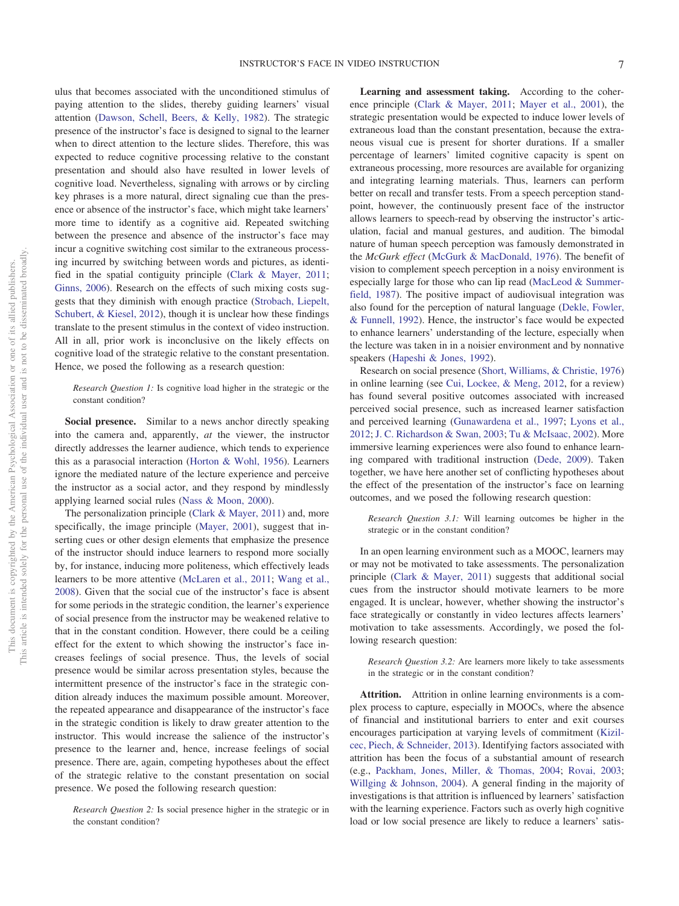ulus that becomes associated with the unconditioned stimulus of paying attention to the slides, thereby guiding learners' visual attention (Dawson, Schell, Beers, & Kelly, 1982). The strategic presence of the instructor's face is designed to signal to the learner when to direct attention to the lecture slides. Therefore, this was expected to reduce cognitive processing relative to the constant presentation and should also have resulted in lower levels of cognitive load. Nevertheless, signaling with arrows or by circling key phrases is a more natural, direct signaling cue than the presence or absence of the instructor's face, which might take learners' more time to identify as a cognitive aid. Repeated switching between the presence and absence of the instructor's face may incur a cognitive switching cost similar to the extraneous processing incurred by switching between words and pictures, as identified in the spatial contiguity principle (Clark & Mayer, 2011; Ginns, 2006). Research on the effects of such mixing costs suggests that they diminish with enough practice (Strobach, Liepelt, Schubert, & Kiesel, 2012), though it is unclear how these findings translate to the present stimulus in the context of video instruction. All in all, prior work is inconclusive on the likely effects on cognitive load of the strategic relative to the constant presentation. Hence, we posed the following as a research question:

> *Research Question 1:* Is cognitive load higher in the strategic or the constant condition?

**Social presence.** Similar to a news anchor directly speaking into the camera and, apparently, *at* the viewer, the instructor directly addresses the learner audience, which tends to experience this as a parasocial interaction (Horton & Wohl, 1956). Learners ignore the mediated nature of the lecture experience and perceive the instructor as a social actor, and they respond by mindlessly applying learned social rules (Nass & Moon, 2000).

The personalization principle (Clark & Mayer, 2011) and, more specifically, the image principle (Mayer, 2001), suggest that inserting cues or other design elements that emphasize the presence of the instructor should induce learners to respond more socially by, for instance, inducing more politeness, which effectively leads learners to be more attentive (McLaren et al., 2011; Wang et al., 2008). Given that the social cue of the instructor's face is absent for some periods in the strategic condition, the learner's experience of social presence from the instructor may be weakened relative to that in the constant condition. However, there could be a ceiling effect for the extent to which showing the instructor's face increases feelings of social presence. Thus, the levels of social presence would be similar across presentation styles, because the intermittent presence of the instructor's face in the strategic condition already induces the maximum possible amount. Moreover, the repeated appearance and disappearance of the instructor's face in the strategic condition is likely to draw greater attention to the instructor. This would increase the salience of the instructor's presence to the learner and, hence, increase feelings of social presence. There are, again, competing hypotheses about the effect of the strategic relative to the constant presentation on social presence. We posed the following research question:

> *Research Question 2:* Is social presence higher in the strategic or in the constant condition?

**Learning and assessment taking.** According to the coherence principle (Clark & Mayer, 2011; Mayer et al., 2001), the strategic presentation would be expected to induce lower levels of extraneous load than the constant presentation, because the extraneous visual cue is present for shorter durations. If a smaller percentage of learners' limited cognitive capacity is spent on extraneous processing, more resources are available for organizing and integrating learning materials. Thus, learners can perform better on recall and transfer tests. From a speech perception standpoint, however, the continuously present face of the instructor allows learners to speech-read by observing the instructor's articulation, facial and manual gestures, and audition. The bimodal nature of human speech perception was famously demonstrated in the *McGurk effect* (McGurk & MacDonald, 1976). The benefit of vision to complement speech perception in a noisy environment is especially large for those who can lip read (MacLeod & Summerfield, 1987). The positive impact of audiovisual integration was also found for the perception of natural language (Dekle, Fowler, & Funnell, 1992). Hence, the instructor's face would be expected to enhance learners' understanding of the lecture, especially when the lecture was taken in in a noisier environment and by nonnative speakers (Hapeshi & Jones, 1992).

Research on social presence (Short, Williams, & Christie, 1976) in online learning (see Cui, Lockee, & Meng, 2012, for a review) has found several positive outcomes associated with increased perceived social presence, such as increased learner satisfaction and perceived learning (Gunawardena et al., 1997; Lyons et al., 2012; J. C. Richardson & Swan, 2003; Tu & McIsaac, 2002). More immersive learning experiences were also found to enhance learning compared with traditional instruction (Dede, 2009). Taken together, we have here another set of conflicting hypotheses about the effect of the presentation of the instructor's face on learning outcomes, and we posed the following research question:

> *Research Question 3.1:* Will learning outcomes be higher in the strategic or in the constant condition?

In an open learning environment such as a MOOC, learners may or may not be motivated to take assessments. The personalization principle (Clark & Mayer, 2011) suggests that additional social cues from the instructor should motivate learners to be more engaged. It is unclear, however, whether showing the instructor's face strategically or constantly in video lectures affects learners' motivation to take assessments. Accordingly, we posed the following research question:

> *Research Question 3.2:* Are learners more likely to take assessments in the strategic or in the constant condition?

**Attrition.** Attrition in online learning environments is a complex process to capture, especially in MOOCs, where the absence of financial and institutional barriers to enter and exit courses encourages participation at varying levels of commitment (Kizilcec, Piech, & Schneider, 2013). Identifying factors associated with attrition has been the focus of a substantial amount of research (e.g., Packham, Jones, Miller, & Thomas, 2004; Rovai, 2003; Willging & Johnson, 2004). A general finding in the majority of investigations is that attrition is influenced by learners' satisfaction with the learning experience. Factors such as overly high cognitive load or low social presence are likely to reduce a learners' satis-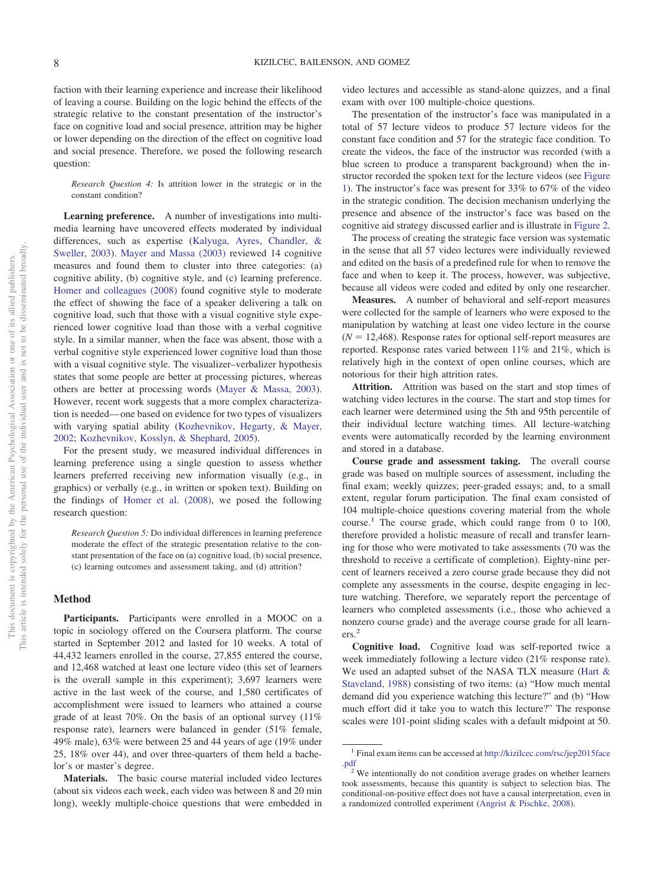faction with their learning experience and increase their likelihood of leaving a course. Building on the logic behind the effects of the strategic relative to the constant presentation of the instructor's face on cognitive load and social presence, attrition may be higher or lower depending on the direction of the effect on cognitive load and social presence. Therefore, we posed the following research question:

> *Research Question 4:* Is attrition lower in the strategic or in the constant condition?

**Learning preference.** A number of investigations into multimedia learning have uncovered effects moderated by individual differences, such as expertise (Kalyuga, Ayres, Chandler, & Sweller, 2003). Mayer and Massa (2003) reviewed 14 cognitive measures and found them to cluster into three categories: (a) cognitive ability, (b) cognitive style, and (c) learning preference. Homer and colleagues (2008) found cognitive style to moderate the effect of showing the face of a speaker delivering a talk on cognitive load, such that those with a visual cognitive style experienced lower cognitive load than those with a verbal cognitive style. In a similar manner, when the face was absent, those with a verbal cognitive style experienced lower cognitive load than those with a visual cognitive style. The visualizer–verbalizer hypothesis states that some people are better at processing pictures, whereas others are better at processing words (Mayer & Massa, 2003). However, recent work suggests that a more complex characterization is needed—one based on evidence for two types of visualizers with varying spatial ability (Kozhevnikov, Hegarty, & Mayer, 2002; Kozhevnikov, Kosslyn, & Shephard, 2005).

For the present study, we measured individual differences in learning preference using a single question to assess whether learners preferred receiving new information visually (e.g., in graphics) or verbally (e.g., in written or spoken text). Building on the findings of Homer et al. (2008), we posed the following research question:

> *Research Question 5:* Do individual differences in learning preference moderate the effect of the strategic presentation relative to the constant presentation of the face on (a) cognitive load, (b) social presence, (c) learning outcomes and assessment taking, and (d) attrition?

## Method

**Participants.** Participants were enrolled in a MOOC on a topic in sociology offered on the Coursera platform. The course started in September 2012 and lasted for 10 weeks. A total of 44,432 learners enrolled in the course, 27,855 entered the course, and 12,468 watched at least one lecture video (this set of learners is the overall sample in this experiment); 3,697 learners were active in the last week of the course, and 1,580 certificates of accomplishment were issued to learners who attained a course grade of at least 70%. On the basis of an optional survey (11% response rate), learners were balanced in gender (51% female, 49% male), 63% were between 25 and 44 years of age (19% under 25, 18% over 44), and over three-quarters of them held a bachelor's or master's degree.

**Materials.** The basic course material included video lectures (about six videos each week, each video was between 8 and 20 min long), weekly multiple-choice questions that were embedded in video lectures and accessible as stand-alone quizzes, and a final exam with over 100 multiple-choice questions.

The presentation of the instructor's face was manipulated in a total of 57 lecture videos to produce 57 lecture videos for the constant face condition and 57 for the strategic face condition. To create the videos, the face of the instructor was recorded (with a blue screen to produce a transparent background) when the instructor recorded the spoken text for the lecture videos (see Figure 1). The instructor's face was present for 33% to 67% of the video in the strategic condition. The decision mechanism underlying the presence and absence of the instructor's face was based on the cognitive aid strategy discussed earlier and is illustrate in Figure 2.

The process of creating the strategic face version was systematic in the sense that all 57 video lectures were individually reviewed and edited on the basis of a predefined rule for when to remove the face and when to keep it. The process, however, was subjective, because all videos were coded and edited by only one researcher.

**Measures.** A number of behavioral and self-report measures were collected for the sample of learners who were exposed to the manipulation by watching at least one video lecture in the course ($N = 12{,}468$). Response rates for optional self-report measures are reported. Response rates varied between 11% and 21%, which is relatively high in the context of open online courses, which are notorious for their high attrition rates.

**Attrition.** Attrition was based on the start and stop times of watching video lectures in the course. The start and stop times for each learner were determined using the 5th and 95th percentile of their individual lecture watching times. All lecture-watching events were automatically recorded by the learning environment and stored in a database.

**Course grade and assessment taking.** The overall course grade was based on multiple sources of assessment, including the final exam; weekly quizzes; peer-graded essays; and, to a small extent, regular forum participation. The final exam consisted of 104 multiple-choice questions covering material from the whole course.[1] The course grade, which could range from 0 to 100, therefore provided a holistic measure of recall and transfer learning for those who were motivated to take assessments (70 was the threshold to receive a certificate of completion). Eighty-nine percent of learners received a zero course grade because they did not complete any assessments in the course, despite engaging in lecture watching. Therefore, we separately report the percentage of learners who completed assessments (i.e., those who achieved a nonzero course grade) and the average course grade for all learners.[2]

**Cognitive load.** Cognitive load was self-reported twice a week immediately following a lecture video (21% response rate). We used an adapted subset of the NASA TLX measure (Hart & Staveland, 1988) consisting of two items: (a) "How much mental demand did you experience watching this lecture?" and (b) "How much effort did it take you to watch this lecture?" The response scales were 101-point sliding scales with a default midpoint at 50.

---

[1] Final exam items can be accessed at http://kizilcec.com/rsc/jep2015face.pdf

[2] We intentionally do not condition average grades on whether learners took assessments, because this quantity is subject to selection bias. The conditional-on-positive effect does not have a causal interpretation, even in a randomized controlled experiment (Angrist & Pischke, 2008).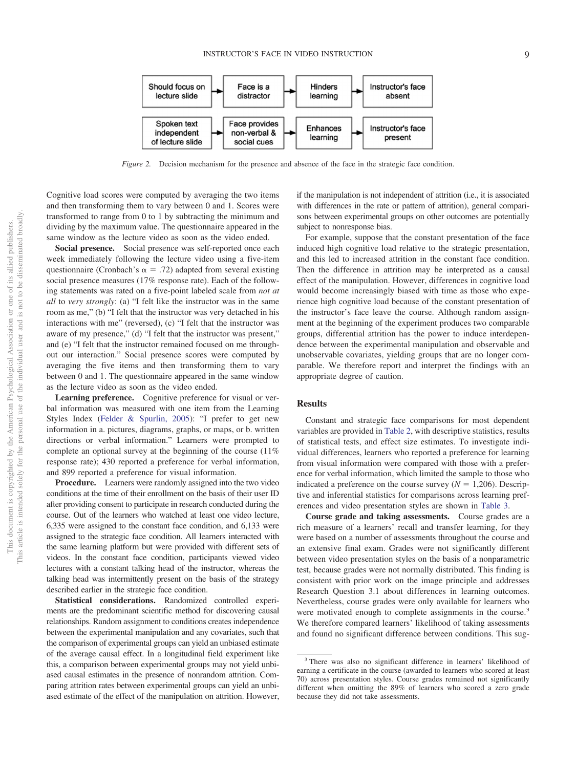| Should focus on lecture slide | → | Face is a distractor | → | Hinders learning | → | Instructor's face absent |
|---|---|---|---|---|---|---|
| Spoken text independent of lecture slide | → | Face provides non-verbal & social cues | → | Enhances learning | → | Instructor's face present |

*Figure 2.* Decision mechanism for the presence and absence of the face in the strategic face condition.

Cognitive load scores were computed by averaging the two items and then transforming them to vary between 0 and 1. Scores were transformed to range from 0 to 1 by subtracting the minimum and dividing by the maximum value. The questionnaire appeared in the same window as the lecture video as soon as the video ended.

**Social presence.** Social presence was self-reported once each week immediately following the lecture video using a five-item questionnaire (Cronbach's $\alpha = .72$) adapted from several existing social presence measures (17% response rate). Each of the following statements was rated on a five-point labeled scale from *not at all* to *very strongly*: (a) "I felt like the instructor was in the same room as me," (b) "I felt that the instructor was very detached in his interactions with me" (reversed), (c) "I felt that the instructor was aware of my presence," (d) "I felt that the instructor was present," and (e) "I felt that the instructor remained focused on me throughout our interaction." Social presence scores were computed by averaging the five items and then transforming them to vary between 0 and 1. The questionnaire appeared in the same window as the lecture video as soon as the video ended.

**Learning preference.** Cognitive preference for visual or verbal information was measured with one item from the Learning Styles Index (Felder & Spurlin, 2005): "I prefer to get new information in a. pictures, diagrams, graphs, or maps, or b. written directions or verbal information." Learners were prompted to complete an optional survey at the beginning of the course (11% response rate); 430 reported a preference for verbal information, and 899 reported a preference for visual information.

**Procedure.** Learners were randomly assigned into the two video conditions at the time of their enrollment on the basis of their user ID after providing consent to participate in research conducted during the course. Out of the learners who watched at least one video lecture, 6,335 were assigned to the constant face condition, and 6,133 were assigned to the strategic face condition. All learners interacted with the same learning platform but were provided with different sets of videos. In the constant face condition, participants viewed video lectures with a constant talking head of the instructor, whereas the talking head was intermittently present on the basis of the strategy described earlier in the strategic face condition.

**Statistical considerations.** Randomized controlled experiments are the predominant scientific method for discovering causal relationships. Random assignment to conditions creates independence between the experimental manipulation and any covariates, such that the comparison of experimental groups can yield an unbiased estimate of the average causal effect. In a longitudinal field experiment like this, a comparison between experimental groups may not yield unbiased causal estimates in the presence of nonrandom attrition. Comparing attrition rates between experimental groups can yield an unbiased estimate of the effect of the manipulation on attrition. However, if the manipulation is not independent of attrition (i.e., it is associated with differences in the rate or pattern of attrition), general comparisons between experimental groups on other outcomes are potentially subject to nonresponse bias.

For example, suppose that the constant presentation of the face induced high cognitive load relative to the strategic presentation, and this led to increased attrition in the constant face condition. Then the difference in attrition may be interpreted as a causal effect of the manipulation. However, differences in cognitive load would become increasingly biased with time as those who experience high cognitive load because of the constant presentation of the instructor's face leave the course. Although random assignment at the beginning of the experiment produces two comparable groups, differential attrition has the power to induce interdependence between the experimental manipulation and observable and unobservable covariates, yielding groups that are no longer comparable. We therefore report and interpret the findings with an appropriate degree of caution.

## Results

Constant and strategic face comparisons for most dependent variables are provided in Table 2, with descriptive statistics, results of statistical tests, and effect size estimates. To investigate individual differences, learners who reported a preference for learning from visual information were compared with those with a preference for verbal information, which limited the sample to those who indicated a preference on the course survey ($N = 1{,}206$). Descriptive and inferential statistics for comparisons across learning preferences and video presentation styles are shown in Table 3.

**Course grade and taking assessments.** Course grades are a rich measure of a learners' recall and transfer learning, for they were based on a number of assessments throughout the course and an extensive final exam. Grades were not significantly different between video presentation styles on the basis of a nonparametric test, because grades were not normally distributed. This finding is consistent with prior work on the image principle and addresses Research Question 3.1 about differences in learning outcomes. Nevertheless, course grades were only available for learners who were motivated enough to complete assignments in the course.[3] We therefore compared learners' likelihood of taking assessments and found no significant difference between conditions. This sug-

[3] There was also no significant difference in learners' likelihood of earning a certificate in the course (awarded to learners who scored at least 70) across presentation styles. Course grades remained not significantly different when omitting the 89% of learners who scored a zero grade because they did not take assessments.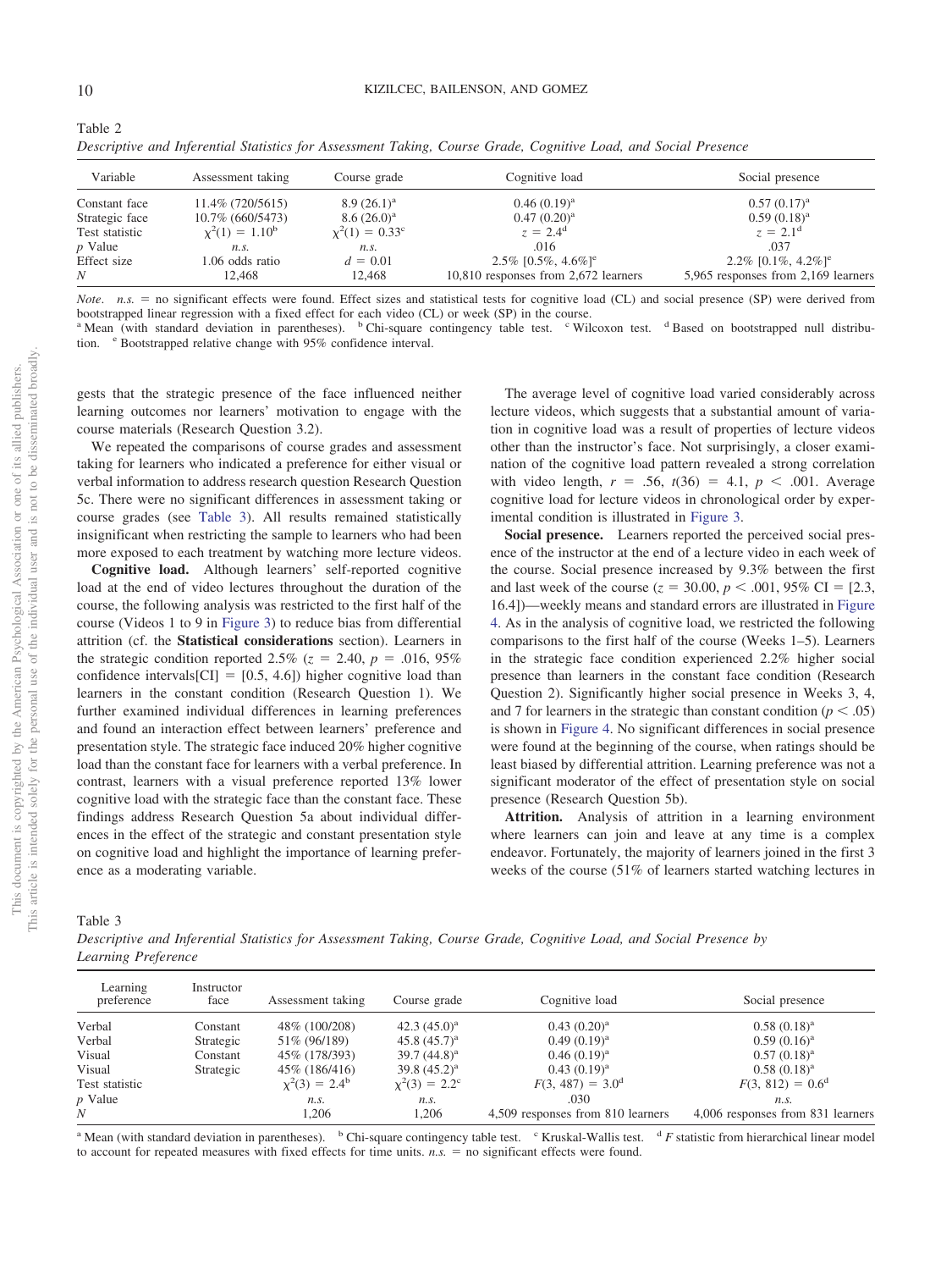Table 2
*Descriptive and Inferential Statistics for Assessment Taking, Course Grade, Cognitive Load, and Social Presence*

| Variable | Assessment taking | Course grade | Cognitive load | Social presence |
|---|---|---|---|---|
| Constant face | 11.4% (720/5615) | 8.9 (26.1)[a] | 0.46 (0.19)[a] | 0.57 (0.17)[a] |
| Strategic face | 10.7% (660/5473) | 8.6 (26.0)[a] | 0.47 (0.20)[a] | 0.59 (0.18)[a] |
| Test statistic | $\chi^2(1) = 1.10$[b] | $\chi^2(1) = 0.33$[c] | $z = 2.4$[d] | $z = 2.1$[d] |
| *p* Value | *n.s.* | *n.s.* | .016 | .037 |
| Effect size | 1.06 odds ratio | $d = 0.01$ | 2.5% [0.5%, 4.6%][e] | 2.2% [0.1%, 4.2%][e] |
| *N* | 12,468 | 12,468 | 10,810 responses from 2,672 learners | 5,965 responses from 2,169 learners |

*Note*. *n.s.* = no significant effects were found. Effect sizes and statistical tests for cognitive load (CL) and social presence (SP) were derived from bootstrapped linear regression with a fixed effect for each video (CL) or week (SP) in the course.
[a] Mean (with standard deviation in parentheses). [b] Chi-square contingency table test. [c] Wilcoxon test. [d] Based on bootstrapped null distribution. [e] Bootstrapped relative change with 95% confidence interval.

gests that the strategic presence of the face influenced neither learning outcomes nor learners' motivation to engage with the course materials (Research Question 3.2).

We repeated the comparisons of course grades and assessment taking for learners who indicated a preference for either visual or verbal information to address research question Research Question 5c. There were no significant differences in assessment taking or course grades (see Table 3). All results remained statistically insignificant when restricting the sample to learners who had been more exposed to each treatment by watching more lecture videos.

**Cognitive load.** Although learners' self-reported cognitive load at the end of video lectures throughout the duration of the course, the following analysis was restricted to the first half of the course (Videos 1 to 9 in Figure 3) to reduce bias from differential attrition (cf. the **Statistical considerations** section). Learners in the strategic condition reported 2.5% ($z = 2.40$, $p = .016$, 95% confidence intervals[CI] = [0.5, 4.6]) higher cognitive load than learners in the constant condition (Research Question 1). We further examined individual differences in learning preferences and found an interaction effect between learners' preference and presentation style. The strategic face induced 20% higher cognitive load than the constant face for learners with a verbal preference. In contrast, learners with a visual preference reported 13% lower cognitive load with the strategic face than the constant face. These findings address Research Question 5a about individual differences in the effect of the strategic and constant presentation style on cognitive load and highlight the importance of learning preference as a moderating variable.

The average level of cognitive load varied considerably across lecture videos, which suggests that a substantial amount of variation in cognitive load was a result of properties of lecture videos other than the instructor's face. Not surprisingly, a closer examination of the cognitive load pattern revealed a strong correlation with video length, $r = .56$, $t(36) = 4.1$, $p < .001$. Average cognitive load for lecture videos in chronological order by experimental condition is illustrated in Figure 3.

**Social presence.** Learners reported the perceived social presence of the instructor at the end of a lecture video in each week of the course. Social presence increased by 9.3% between the first and last week of the course ($z = 30.00$, $p < .001$, 95% CI = [2.3, 16.4])—weekly means and standard errors are illustrated in Figure 4. As in the analysis of cognitive load, we restricted the following comparisons to the first half of the course (Weeks 1–5). Learners in the strategic face condition experienced 2.2% higher social presence than learners in the constant face condition (Research Question 2). Significantly higher social presence in Weeks 3, 4, and 7 for learners in the strategic than constant condition ($p < .05$) is shown in Figure 4. No significant differences in social presence were found at the beginning of the course, when ratings should be least biased by differential attrition. Learning preference was not a significant moderator of the effect of presentation style on social presence (Research Question 5b).

**Attrition.** Analysis of attrition in a learning environment where learners can join and leave at any time is a complex endeavor. Fortunately, the majority of learners joined in the first 3 weeks of the course (51% of learners started watching lectures in

Table 3
*Descriptive and Inferential Statistics for Assessment Taking, Course Grade, Cognitive Load, and Social Presence by Learning Preference*

| Learning preference | Instructor face | Assessment taking | Course grade | Cognitive load | Social presence |
|---|---|---|---|---|---|
| Verbal | Constant | 48% (100/208) | 42.3 (45.0)[a] | 0.43 (0.20)[a] | 0.58 (0.18)[a] |
| Verbal | Strategic | 51% (96/189) | 45.8 (45.7)[a] | 0.49 (0.19)[a] | 0.59 (0.16)[a] |
| Visual | Constant | 45% (178/393) | 39.7 (44.8)[a] | 0.46 (0.19)[a] | 0.57 (0.18)[a] |
| Visual | Strategic | 45% (186/416) | 39.8 (45.2)[a] | 0.43 (0.19)[a] | 0.58 (0.18)[a] |
| Test statistic | | $\chi^2(3) = 2.4$[b] | $\chi^2(3) = 2.2$[c] | $F(3, 487) = 3.0$[d] | $F(3, 812) = 0.6$[d] |
| *p* Value | | *n.s.* | *n.s.* | .030 | *n.s.* |
| *N* | | 1,206 | 1,206 | 4,509 responses from 810 learners | 4,006 responses from 831 learners |

[a] Mean (with standard deviation in parentheses). [b] Chi-square contingency table test. [c] Kruskal-Wallis test. [d] *F* statistic from hierarchical linear model to account for repeated measures with fixed effects for time units. *n.s.* = no significant effects were found.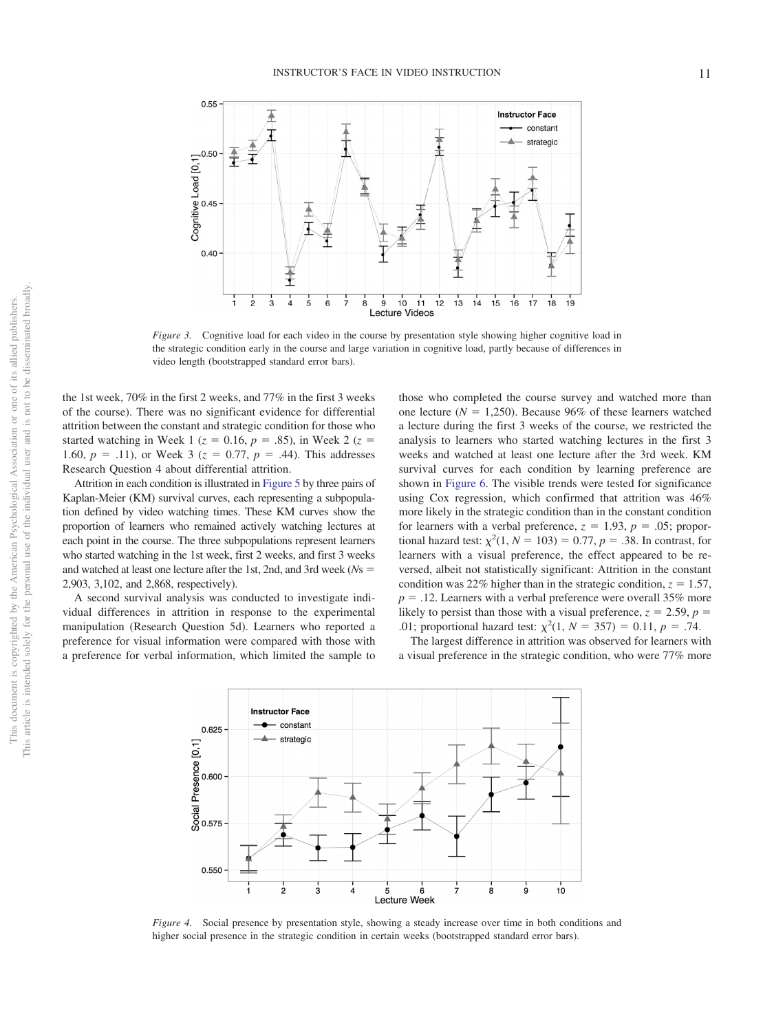*Figure 3.* Cognitive load for each video in the course by presentation style showing higher cognitive load in the strategic condition early in the course and large variation in cognitive load, partly because of differences in video length (bootstrapped standard error bars).

the 1st week, 70% in the first 2 weeks, and 77% in the first 3 weeks of the course). There was no significant evidence for differential attrition between the constant and strategic condition for those who started watching in Week 1 ($z = 0.16$, $p = .85$), in Week 2 ($z = 1.60$, $p = .11$), or Week 3 ($z = 0.77$, $p = .44$). This addresses Research Question 4 about differential attrition.

Attrition in each condition is illustrated in Figure 5 by three pairs of Kaplan-Meier (KM) survival curves, each representing a subpopulation defined by video watching times. These KM curves show the proportion of learners who remained actively watching lectures at each point in the course. The three subpopulations represent learners who started watching in the 1st week, first 2 weeks, and first 3 weeks and watched at least one lecture after the 1st, 2nd, and 3rd week (*N*s = 2,903, 3,102, and 2,868, respectively).

A second survival analysis was conducted to investigate individual differences in attrition in response to the experimental manipulation (Research Question 5d). Learners who reported a preference for visual information were compared with those with a preference for verbal information, which limited the sample to those who completed the course survey and watched more than one lecture ($N = 1,250$). Because 96% of these learners watched a lecture during the first 3 weeks of the course, we restricted the analysis to learners who started watching lectures in the first 3 weeks and watched at least one lecture after the 3rd week. KM survival curves for each condition by learning preference are shown in Figure 6. The visible trends were tested for significance using Cox regression, which confirmed that attrition was 46% more likely in the strategic condition than in the constant condition for learners with a verbal preference, $z = 1.93$, $p = .05$; proportional hazard test: $\chi^2(1, N = 103) = 0.77$, $p = .38$. In contrast, for learners with a visual preference, the effect appeared to be reversed, albeit not statistically significant: Attrition in the constant condition was 22% higher than in the strategic condition, $z = 1.57$, $p = .12$. Learners with a verbal preference were overall 35% more likely to persist than those with a visual preference, $z = 2.59$, $p = .01$; proportional hazard test: $\chi^2(1, N = 357) = 0.11$, $p = .74$.

The largest difference in attrition was observed for learners with a visual preference in the strategic condition, who were 77% more

*Figure 4.* Social presence by presentation style, showing a steady increase over time in both conditions and higher social presence in the strategic condition in certain weeks (bootstrapped standard error bars).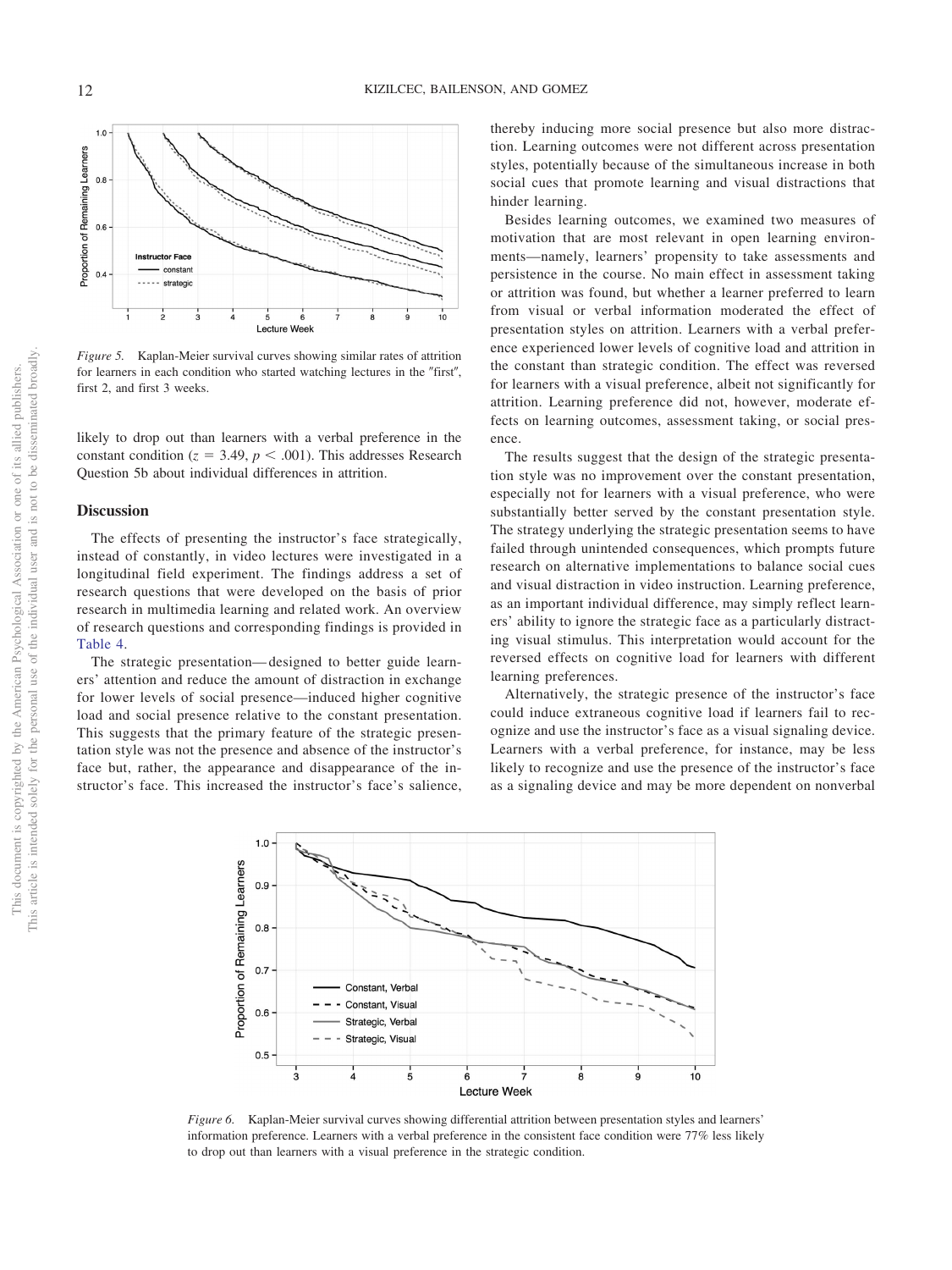1.0
0.8
0.6
0.4
Proportion of Remaining Learners
Instructor Face
constant
strategic
1 2 3 4 5 6 7 8 9 10
Lecture Week

*Figure 5.* Kaplan-Meier survival curves showing similar rates of attrition for learners in each condition who started watching lectures in the "first", first 2, and first 3 weeks.

likely to drop out than learners with a verbal preference in the constant condition ($z = 3.49$, $p < .001$). This addresses Research Question 5b about individual differences in attrition.

## Discussion

The effects of presenting the instructor's face strategically, instead of constantly, in video lectures were investigated in a longitudinal field experiment. The findings address a set of research questions that were developed on the basis of prior research in multimedia learning and related work. An overview of research questions and corresponding findings is provided in Table 4.

The strategic presentation—designed to better guide learners' attention and reduce the amount of distraction in exchange for lower levels of social presence—induced higher cognitive load and social presence relative to the constant presentation. This suggests that the primary feature of the strategic presentation style was not the presence and absence of the instructor's face but, rather, the appearance and disappearance of the instructor's face. This increased the instructor's face's salience, thereby inducing more social presence but also more distraction. Learning outcomes were not different across presentation styles, potentially because of the simultaneous increase in both social cues that promote learning and visual distractions that hinder learning.

Besides learning outcomes, we examined two measures of motivation that are most relevant in open learning environments—namely, learners' propensity to take assessments and persistence in the course. No main effect in assessment taking or attrition was found, but whether a learner preferred to learn from visual or verbal information moderated the effect of presentation styles on attrition. Learners with a verbal preference experienced lower levels of cognitive load and attrition in the constant than strategic condition. The effect was reversed for learners with a visual preference, albeit not significantly for attrition. Learning preference did not, however, moderate effects on learning outcomes, assessment taking, or social presence.

The results suggest that the design of the strategic presentation style was no improvement over the constant presentation, especially not for learners with a visual preference, who were substantially better served by the constant presentation style. The strategy underlying the strategic presentation seems to have failed through unintended consequences, which prompts future research on alternative implementations to balance social cues and visual distraction in video instruction. Learning preference, as an important individual difference, may simply reflect learners' ability to ignore the strategic face as a particularly distracting visual stimulus. This interpretation would account for the reversed effects on cognitive load for learners with different learning preferences.

Alternatively, the strategic presence of the instructor's face could induce extraneous cognitive load if learners fail to recognize and use the instructor's face as a visual signaling device. Learners with a verbal preference, for instance, may be less likely to recognize and use the presence of the instructor's face as a signaling device and may be more dependent on nonverbal

1.0
0.9
0.8
0.7
0.6
0.5
Proportion of Remaining Learners
Constant, Verbal
Constant, Visual
Strategic, Verbal
Strategic, Visual
3 4 5 6 7 8 9 10
Lecture Week

*Figure 6.* Kaplan-Meier survival curves showing differential attrition between presentation styles and learners' information preference. Learners with a verbal preference in the consistent face condition were 77% less likely to drop out than learners with a visual preference in the strategic condition.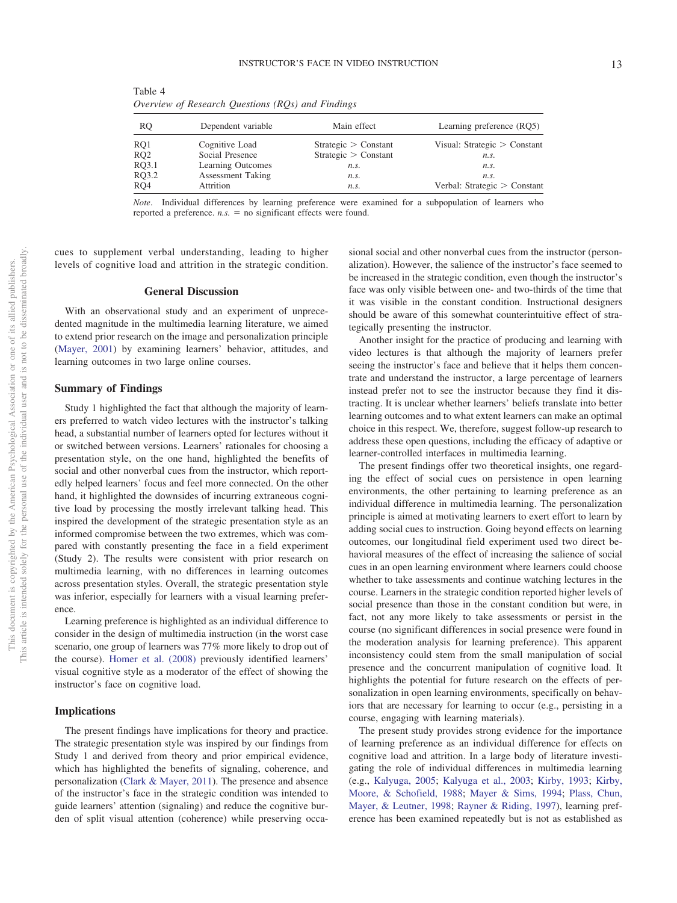Table 4
*Overview of Research Questions (RQs) and Findings*

| RQ | Dependent variable | Main effect | Learning preference (RQ5) |
|---|---|---|---|
| RQ1 | Cognitive Load | Strategic > Constant | Visual: Strategic > Constant |
| RQ2 | Social Presence | Strategic > Constant | *n.s.* |
| RQ3.1 | Learning Outcomes | *n.s.* | *n.s.* |
| RQ3.2 | Assessment Taking | *n.s.* | *n.s.* |
| RQ4 | Attrition | *n.s.* | Verbal: Strategic > Constant |

*Note*. Individual differences by learning preference were examined for a subpopulation of learners who reported a preference. *n.s.* = no significant effects were found.

cues to supplement verbal understanding, leading to higher levels of cognitive load and attrition in the strategic condition.

## General Discussion

With an observational study and an experiment of unprecedented magnitude in the multimedia learning literature, we aimed to extend prior research on the image and personalization principle (Mayer, 2001) by examining learners' behavior, attitudes, and learning outcomes in two large online courses.

### Summary of Findings

Study 1 highlighted the fact that although the majority of learners preferred to watch video lectures with the instructor's talking head, a substantial number of learners opted for lectures without it or switched between versions. Learners' rationales for choosing a presentation style, on the one hand, highlighted the benefits of social and other nonverbal cues from the instructor, which reportedly helped learners' focus and feel more connected. On the other hand, it highlighted the downsides of incurring extraneous cognitive load by processing the mostly irrelevant talking head. This inspired the development of the strategic presentation style as an informed compromise between the two extremes, which was compared with constantly presenting the face in a field experiment (Study 2). The results were consistent with prior research on multimedia learning, with no differences in learning outcomes across presentation styles. Overall, the strategic presentation style was inferior, especially for learners with a visual learning preference.

Learning preference is highlighted as an individual difference to consider in the design of multimedia instruction (in the worst case scenario, one group of learners was 77% more likely to drop out of the course). Homer et al. (2008) previously identified learners' visual cognitive style as a moderator of the effect of showing the instructor's face on cognitive load.

### Implications

The present findings have implications for theory and practice. The strategic presentation style was inspired by our findings from Study 1 and derived from theory and prior empirical evidence, which has highlighted the benefits of signaling, coherence, and personalization (Clark & Mayer, 2011). The presence and absence of the instructor's face in the strategic condition was intended to guide learners' attention (signaling) and reduce the cognitive burden of split visual attention (coherence) while preserving occasional social and other nonverbal cues from the instructor (personalization). However, the salience of the instructor's face seemed to be increased in the strategic condition, even though the instructor's face was only visible between one- and two-thirds of the time that it was visible in the constant condition. Instructional designers should be aware of this somewhat counterintuitive effect of strategically presenting the instructor.

Another insight for the practice of producing and learning with video lectures is that although the majority of learners prefer seeing the instructor's face and believe that it helps them concentrate and understand the instructor, a large percentage of learners instead prefer not to see the instructor because they find it distracting. It is unclear whether learners' beliefs translate into better learning outcomes and to what extent learners can make an optimal choice in this respect. We, therefore, suggest follow-up research to address these open questions, including the efficacy of adaptive or learner-controlled interfaces in multimedia learning.

The present findings offer two theoretical insights, one regarding the effect of social cues on persistence in open learning environments, the other pertaining to learning preference as an individual difference in multimedia learning. The personalization principle is aimed at motivating learners to exert effort to learn by adding social cues to instruction. Going beyond effects on learning outcomes, our longitudinal field experiment used two direct behavioral measures of the effect of increasing the salience of social cues in an open learning environment where learners could choose whether to take assessments and continue watching lectures in the course. Learners in the strategic condition reported higher levels of social presence than those in the constant condition but were, in fact, not any more likely to take assessments or persist in the course (no significant differences in social presence were found in the moderation analysis for learning preference). This apparent inconsistency could stem from the small manipulation of social presence and the concurrent manipulation of cognitive load. It highlights the potential for future research on the effects of personalization in open learning environments, specifically on behaviors that are necessary for learning to occur (e.g., persisting in a course, engaging with learning materials).

The present study provides strong evidence for the importance of learning preference as an individual difference for effects on cognitive load and attrition. In a large body of literature investigating the role of individual differences in multimedia learning (e.g., Kalyuga, 2005; Kalyuga et al., 2003; Kirby, 1993; Kirby, Moore, & Schofield, 1988; Mayer & Sims, 1994; Plass, Chun, Mayer, & Leutner, 1998; Rayner & Riding, 1997), learning preference has been examined repeatedly but is not as established as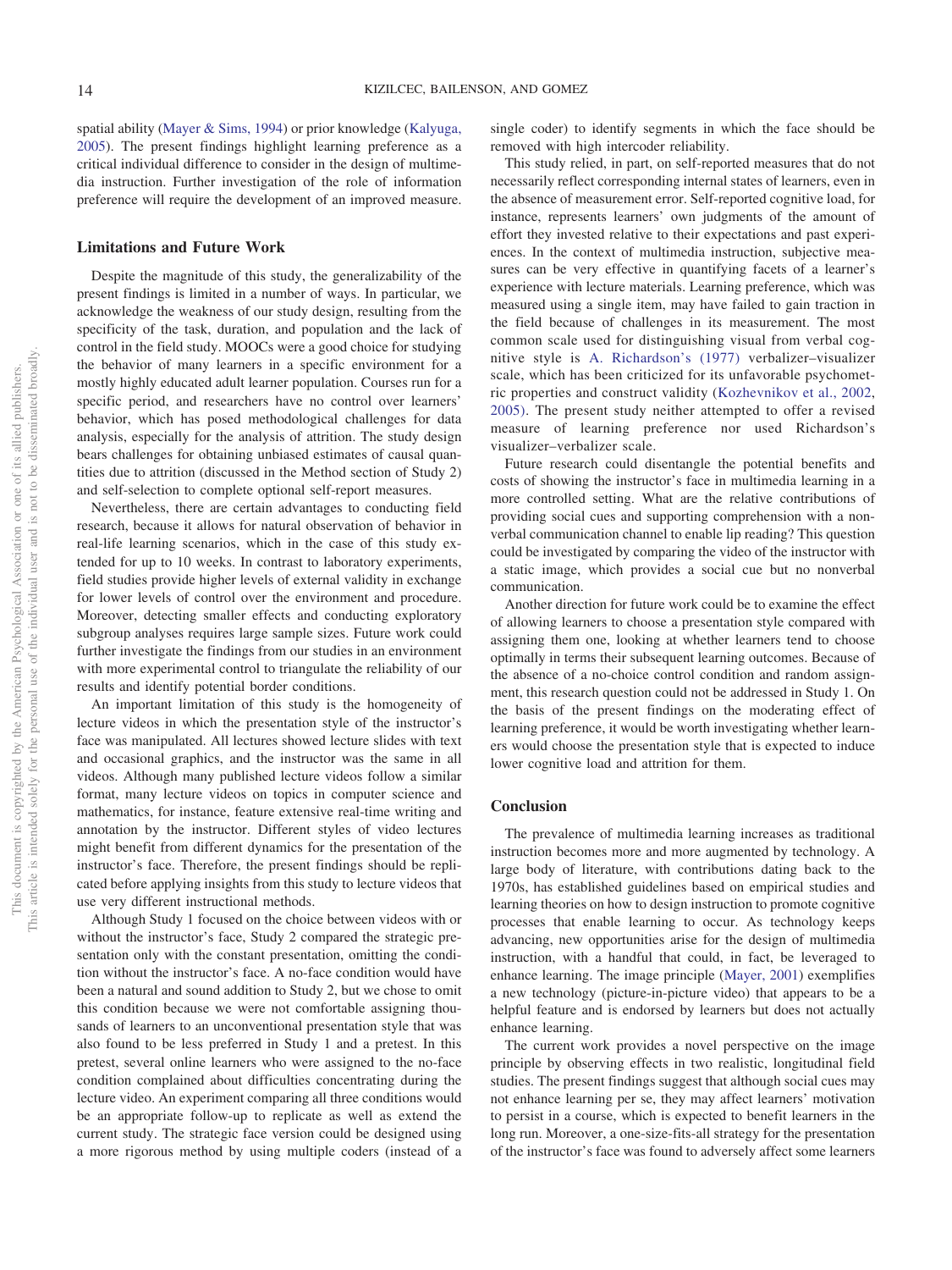spatial ability (Mayer & Sims, 1994) or prior knowledge (Kalyuga, 2005). The present findings highlight learning preference as a critical individual difference to consider in the design of multimedia instruction. Further investigation of the role of information preference will require the development of an improved measure.

## Limitations and Future Work

Despite the magnitude of this study, the generalizability of the present findings is limited in a number of ways. In particular, we acknowledge the weakness of our study design, resulting from the specificity of the task, duration, and population and the lack of control in the field study. MOOCs were a good choice for studying the behavior of many learners in a specific environment for a mostly highly educated adult learner population. Courses run for a specific period, and researchers have no control over learners' behavior, which has posed methodological challenges for data analysis, especially for the analysis of attrition. The study design bears challenges for obtaining unbiased estimates of causal quantities due to attrition (discussed in the Method section of Study 2) and self-selection to complete optional self-report measures.

Nevertheless, there are certain advantages to conducting field research, because it allows for natural observation of behavior in real-life learning scenarios, which in the case of this study extended for up to 10 weeks. In contrast to laboratory experiments, field studies provide higher levels of external validity in exchange for lower levels of control over the environment and procedure. Moreover, detecting smaller effects and conducting exploratory subgroup analyses requires large sample sizes. Future work could further investigate the findings from our studies in an environment with more experimental control to triangulate the reliability of our results and identify potential border conditions.

An important limitation of this study is the homogeneity of lecture videos in which the presentation style of the instructor's face was manipulated. All lectures showed lecture slides with text and occasional graphics, and the instructor was the same in all videos. Although many published lecture videos follow a similar format, many lecture videos on topics in computer science and mathematics, for instance, feature extensive real-time writing and annotation by the instructor. Different styles of video lectures might benefit from different dynamics for the presentation of the instructor's face. Therefore, the present findings should be replicated before applying insights from this study to lecture videos that use very different instructional methods.

Although Study 1 focused on the choice between videos with or without the instructor's face, Study 2 compared the strategic presentation only with the constant presentation, omitting the condition without the instructor's face. A no-face condition would have been a natural and sound addition to Study 2, but we chose to omit this condition because we were not comfortable assigning thousands of learners to an unconventional presentation style that was also found to be less preferred in Study 1 and a pretest. In this pretest, several online learners who were assigned to the no-face condition complained about difficulties concentrating during the lecture video. An experiment comparing all three conditions would be an appropriate follow-up to replicate as well as extend the current study. The strategic face version could be designed using a more rigorous method by using multiple coders (instead of a single coder) to identify segments in which the face should be removed with high intercoder reliability.

This study relied, in part, on self-reported measures that do not necessarily reflect corresponding internal states of learners, even in the absence of measurement error. Self-reported cognitive load, for instance, represents learners' own judgments of the amount of effort they invested relative to their expectations and past experiences. In the context of multimedia instruction, subjective measures can be very effective in quantifying facets of a learner's experience with lecture materials. Learning preference, which was measured using a single item, may have failed to gain traction in the field because of challenges in its measurement. The most common scale used for distinguishing visual from verbal cognitive style is A. Richardson's (1977) verbalizer–visualizer scale, which has been criticized for its unfavorable psychometric properties and construct validity (Kozhevnikov et al., 2002, 2005). The present study neither attempted to offer a revised measure of learning preference nor used Richardson's visualizer–verbalizer scale.

Future research could disentangle the potential benefits and costs of showing the instructor's face in multimedia learning in a more controlled setting. What are the relative contributions of providing social cues and supporting comprehension with a nonverbal communication channel to enable lip reading? This question could be investigated by comparing the video of the instructor with a static image, which provides a social cue but no nonverbal communication.

Another direction for future work could be to examine the effect of allowing learners to choose a presentation style compared with assigning them one, looking at whether learners tend to choose optimally in terms their subsequent learning outcomes. Because of the absence of a no-choice control condition and random assignment, this research question could not be addressed in Study 1. On the basis of the present findings on the moderating effect of learning preference, it would be worth investigating whether learners would choose the presentation style that is expected to induce lower cognitive load and attrition for them.

## Conclusion

The prevalence of multimedia learning increases as traditional instruction becomes more and more augmented by technology. A large body of literature, with contributions dating back to the 1970s, has established guidelines based on empirical studies and learning theories on how to design instruction to promote cognitive processes that enable learning to occur. As technology keeps advancing, new opportunities arise for the design of multimedia instruction, with a handful that could, in fact, be leveraged to enhance learning. The image principle (Mayer, 2001) exemplifies a new technology (picture-in-picture video) that appears to be a helpful feature and is endorsed by learners but does not actually enhance learning.

The current work provides a novel perspective on the image principle by observing effects in two realistic, longitudinal field studies. The present findings suggest that although social cues may not enhance learning per se, they may affect learners' motivation to persist in a course, which is expected to benefit learners in the long run. Moreover, a one-size-fits-all strategy for the presentation of the instructor's face was found to adversely affect some learners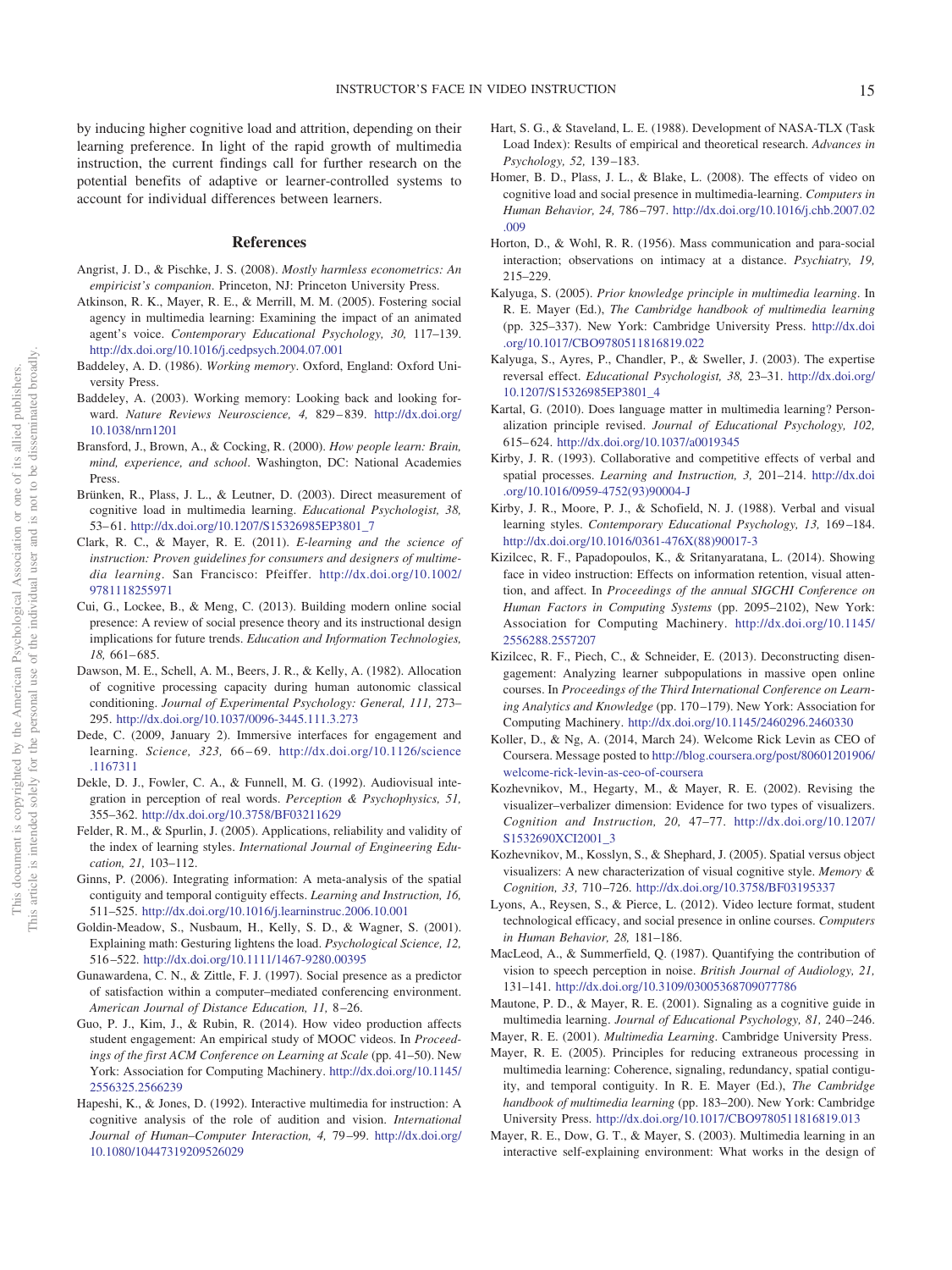by inducing higher cognitive load and attrition, depending on their learning preference. In light of the rapid growth of multimedia instruction, the current findings call for further research on the potential benefits of adaptive or learner-controlled systems to account for individual differences between learners.

## References

Angrist, J. D., & Pischke, J. S. (2008). *Mostly harmless econometrics: An empiricist's companion*. Princeton, NJ: Princeton University Press.

Atkinson, R. K., Mayer, R. E., & Merrill, M. M. (2005). Fostering social agency in multimedia learning: Examining the impact of an animated agent's voice. *Contemporary Educational Psychology, 30,* 117–139. http://dx.doi.org/10.1016/j.cedpsych.2004.07.001

Baddeley, A. D. (1986). *Working memory*. Oxford, England: Oxford University Press.

Baddeley, A. (2003). Working memory: Looking back and looking forward. *Nature Reviews Neuroscience, 4,* 829–839. http://dx.doi.org/10.1038/nrn1201

Bransford, J., Brown, A., & Cocking, R. (2000). *How people learn: Brain, mind, experience, and school*. Washington, DC: National Academies Press.

Brünken, R., Plass, J. L., & Leutner, D. (2003). Direct measurement of cognitive load in multimedia learning. *Educational Psychologist, 38,* 53–61. http://dx.doi.org/10.1207/S15326985EP3801_7

Clark, R. C., & Mayer, R. E. (2011). *E-learning and the science of instruction: Proven guidelines for consumers and designers of multimedia learning*. San Francisco: Pfeiffer. http://dx.doi.org/10.1002/9781118255971

Cui, G., Lockee, B., & Meng, C. (2013). Building modern online social presence: A review of social presence theory and its instructional design implications for future trends. *Education and Information Technologies, 18,* 661–685.

Dawson, M. E., Schell, A. M., Beers, J. R., & Kelly, A. (1982). Allocation of cognitive processing capacity during human autonomic classical conditioning. *Journal of Experimental Psychology: General, 111,* 273–295. http://dx.doi.org/10.1037/0096-3445.111.3.273

Dede, C. (2009, January 2). Immersive interfaces for engagement and learning. *Science, 323,* 66–69. http://dx.doi.org/10.1126/science.1167311

Dekle, D. J., Fowler, C. A., & Funnell, M. G. (1992). Audiovisual integration in perception of real words. *Perception & Psychophysics, 51,* 355–362. http://dx.doi.org/10.3758/BF03211629

Felder, R. M., & Spurlin, J. (2005). Applications, reliability and validity of the index of learning styles. *International Journal of Engineering Education, 21,* 103–112.

Ginns, P. (2006). Integrating information: A meta-analysis of the spatial contiguity and temporal contiguity effects. *Learning and Instruction, 16,* 511–525. http://dx.doi.org/10.1016/j.learninstruc.2006.10.001

Goldin-Meadow, S., Nusbaum, H., Kelly, S. D., & Wagner, S. (2001). Explaining math: Gesturing lightens the load. *Psychological Science, 12,* 516–522. http://dx.doi.org/10.1111/1467-9280.00395

Gunawardena, C. N., & Zittle, F. J. (1997). Social presence as a predictor of satisfaction within a computer–mediated conferencing environment. *American Journal of Distance Education, 11,* 8–26.

Guo, P. J., Kim, J., & Rubin, R. (2014). How video production affects student engagement: An empirical study of MOOC videos. In *Proceedings of the first ACM Conference on Learning at Scale* (pp. 41–50). New York: Association for Computing Machinery. http://dx.doi.org/10.1145/2556325.2566239

Hapeshi, K., & Jones, D. (1992). Interactive multimedia for instruction: A cognitive analysis of the role of audition and vision. *International Journal of Human–Computer Interaction, 4,* 79–99. http://dx.doi.org/10.1080/10447319209526029

Hart, S. G., & Staveland, L. E. (1988). Development of NASA-TLX (Task Load Index): Results of empirical and theoretical research. *Advances in Psychology, 52,* 139–183.

Homer, B. D., Plass, J. L., & Blake, L. (2008). The effects of video on cognitive load and social presence in multimedia-learning. *Computers in Human Behavior, 24,* 786–797. http://dx.doi.org/10.1016/j.chb.2007.02.009

Horton, D., & Wohl, R. R. (1956). Mass communication and para-social interaction; observations on intimacy at a distance. *Psychiatry, 19,* 215–229.

Kalyuga, S. (2005). *Prior knowledge principle in multimedia learning*. In R. E. Mayer (Ed.), *The Cambridge handbook of multimedia learning* (pp. 325–337). New York: Cambridge University Press. http://dx.doi.org/10.1017/CBO9780511816819.022

Kalyuga, S., Ayres, P., Chandler, P., & Sweller, J. (2003). The expertise reversal effect. *Educational Psychologist, 38,* 23–31. http://dx.doi.org/10.1207/S15326985EP3801_4

Kartal, G. (2010). Does language matter in multimedia learning? Personalization principle revised. *Journal of Educational Psychology, 102,* 615–624. http://dx.doi.org/10.1037/a0019345

Kirby, J. R. (1993). Collaborative and competitive effects of verbal and spatial processes. *Learning and Instruction, 3,* 201–214. http://dx.doi.org/10.1016/0959-4752(93)90004-J

Kirby, J. R., Moore, P. J., & Schofield, N. J. (1988). Verbal and visual learning styles. *Contemporary Educational Psychology, 13,* 169–184. http://dx.doi.org/10.1016/0361-476X(88)90017-3

Kizilcec, R. F., Papadopoulos, K., & Sritanyaratana, L. (2014). Showing face in video instruction: Effects on information retention, visual attention, and affect. In *Proceedings of the annual SIGCHI Conference on Human Factors in Computing Systems* (pp. 2095–2102), New York: Association for Computing Machinery. http://dx.doi.org/10.1145/2556288.2557207

Kizilcec, R. F., Piech, C., & Schneider, E. (2013). Deconstructing disengagement: Analyzing learner subpopulations in massive open online courses. In *Proceedings of the Third International Conference on Learning Analytics and Knowledge* (pp. 170–179). New York: Association for Computing Machinery. http://dx.doi.org/10.1145/2460296.2460330

Koller, D., & Ng, A. (2014, March 24). Welcome Rick Levin as CEO of Coursera. Message posted to http://blog.coursera.org/post/80601201906/welcome-rick-levin-as-ceo-of-coursera

Kozhevnikov, M., Hegarty, M., & Mayer, R. E. (2002). Revising the visualizer–verbalizer dimension: Evidence for two types of visualizers. *Cognition and Instruction, 20,* 47–77. http://dx.doi.org/10.1207/S1532690XCI2001_3

Kozhevnikov, M., Kosslyn, S., & Shephard, J. (2005). Spatial versus object visualizers: A new characterization of visual cognitive style. *Memory & Cognition, 33,* 710–726. http://dx.doi.org/10.3758/BF03195337

Lyons, A., Reysen, S., & Pierce, L. (2012). Video lecture format, student technological efficacy, and social presence in online courses. *Computers in Human Behavior, 28,* 181–186.

MacLeod, A., & Summerfield, Q. (1987). Quantifying the contribution of vision to speech perception in noise. *British Journal of Audiology, 21,* 131–141. http://dx.doi.org/10.3109/03005368709077786

Mautone, P. D., & Mayer, R. E. (2001). Signaling as a cognitive guide in multimedia learning. *Journal of Educational Psychology, 81,* 240–246.

Mayer, R. E. (2001). *Multimedia Learning*. Cambridge University Press.

Mayer, R. E. (2005). Principles for reducing extraneous processing in multimedia learning: Coherence, signaling, redundancy, spatial contiguity, and temporal contiguity. In R. E. Mayer (Ed.), *The Cambridge handbook of multimedia learning* (pp. 183–200). New York: Cambridge University Press. http://dx.doi.org/10.1017/CBO9780511816819.013

Mayer, R. E., Dow, G. T., & Mayer, S. (2003). Multimedia learning in an interactive self-explaining environment: What works in the design of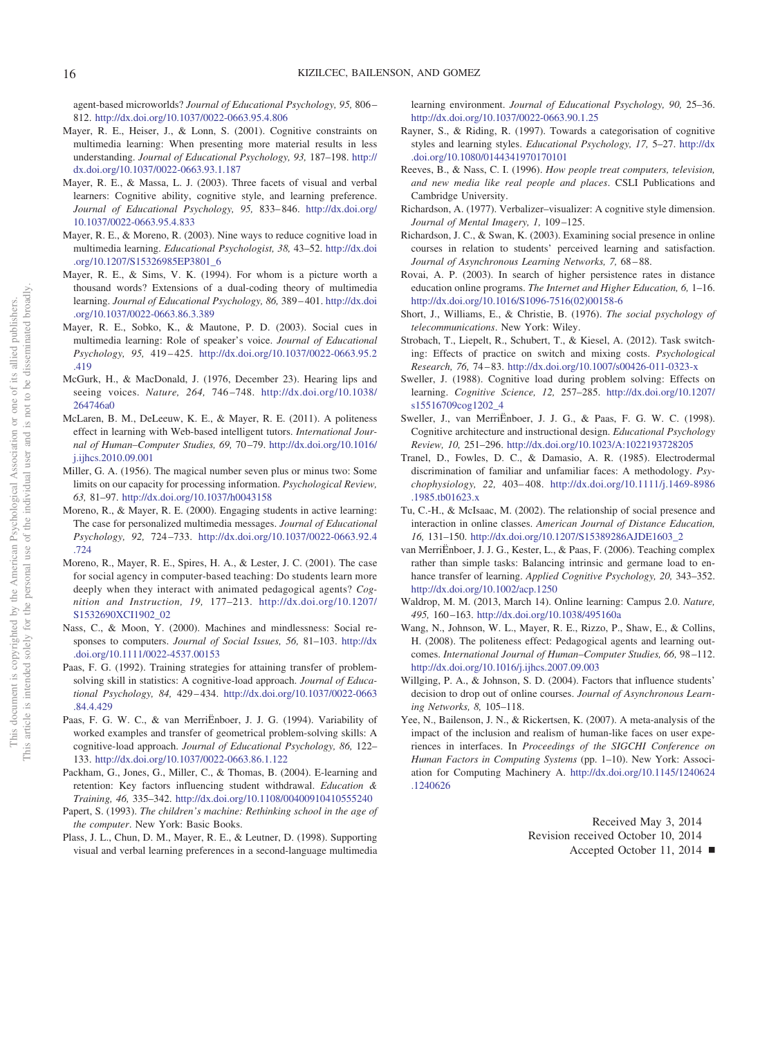agent-based microworlds? *Journal of Educational Psychology, 95,* 806–812. http://dx.doi.org/10.1037/0022-0663.95.4.806

Mayer, R. E., Heiser, J., & Lonn, S. (2001). Cognitive constraints on multimedia learning: When presenting more material results in less understanding. *Journal of Educational Psychology, 93,* 187–198. http://dx.doi.org/10.1037/0022-0663.93.1.187

Mayer, R. E., & Massa, L. J. (2003). Three facets of visual and verbal learners: Cognitive ability, cognitive style, and learning preference. *Journal of Educational Psychology, 95,* 833–846. http://dx.doi.org/10.1037/0022-0663.95.4.833

Mayer, R. E., & Moreno, R. (2003). Nine ways to reduce cognitive load in multimedia learning. *Educational Psychologist, 38,* 43–52. http://dx.doi.org/10.1207/S15326985EP3801_6

Mayer, R. E., & Sims, V. K. (1994). For whom is a picture worth a thousand words? Extensions of a dual-coding theory of multimedia learning. *Journal of Educational Psychology, 86,* 389–401. http://dx.doi.org/10.1037/0022-0663.86.3.389

Mayer, R. E., Sobko, K., & Mautone, P. D. (2003). Social cues in multimedia learning: Role of speaker's voice. *Journal of Educational Psychology, 95,* 419–425. http://dx.doi.org/10.1037/0022-0663.95.2.419

McGurk, H., & MacDonald, J. (1976, December 23). Hearing lips and seeing voices. *Nature, 264,* 746–748. http://dx.doi.org/10.1038/264746a0

McLaren, B. M., DeLeeuw, K. E., & Mayer, R. E. (2011). A politeness effect in learning with Web-based intelligent tutors. *International Journal of Human–Computer Studies, 69,* 70–79. http://dx.doi.org/10.1016/j.ijhcs.2010.09.001

Miller, G. A. (1956). The magical number seven plus or minus two: Some limits on our capacity for processing information. *Psychological Review, 63,* 81–97. http://dx.doi.org/10.1037/h0043158

Moreno, R., & Mayer, R. E. (2000). Engaging students in active learning: The case for personalized multimedia messages. *Journal of Educational Psychology, 92,* 724–733. http://dx.doi.org/10.1037/0022-0663.92.4.724

Moreno, R., Mayer, R. E., Spires, H. A., & Lester, J. C. (2001). The case for social agency in computer-based teaching: Do students learn more deeply when they interact with animated pedagogical agents? *Cognition and Instruction, 19,* 177–213. http://dx.doi.org/10.1207/S1532690XCI1902_02

Nass, C., & Moon, Y. (2000). Machines and mindlessness: Social responses to computers. *Journal of Social Issues, 56,* 81–103. http://dx.doi.org/10.1111/0022-4537.00153

Paas, F. G. (1992). Training strategies for attaining transfer of problem-solving skill in statistics: A cognitive-load approach. *Journal of Educational Psychology, 84,* 429–434. http://dx.doi.org/10.1037/0022-0663.84.4.429

Paas, F. G. W. C., & van MerriËnboer, J. J. G. (1994). Variability of worked examples and transfer of geometrical problem-solving skills: A cognitive-load approach. *Journal of Educational Psychology, 86,* 122–133. http://dx.doi.org/10.1037/0022-0663.86.1.122

Packham, G., Jones, G., Miller, C., & Thomas, B. (2004). E-learning and retention: Key factors influencing student withdrawal. *Education & Training, 46,* 335–342. http://dx.doi.org/10.1108/00400910410555240

Papert, S. (1993). *The children's machine: Rethinking school in the age of the computer*. New York: Basic Books.

Plass, J. L., Chun, D. M., Mayer, R. E., & Leutner, D. (1998). Supporting visual and verbal learning preferences in a second-language multimedia learning environment. *Journal of Educational Psychology, 90,* 25–36. http://dx.doi.org/10.1037/0022-0663.90.1.25

Rayner, S., & Riding, R. (1997). Towards a categorisation of cognitive styles and learning styles. *Educational Psychology, 17,* 5–27. http://dx.doi.org/10.1080/0144341970170101

Reeves, B., & Nass, C. I. (1996). *How people treat computers, television, and new media like real people and places*. CSLI Publications and Cambridge University.

Richardson, A. (1977). Verbalizer–visualizer: A cognitive style dimension. *Journal of Mental Imagery, 1,* 109–125.

Richardson, J. C., & Swan, K. (2003). Examining social presence in online courses in relation to students' perceived learning and satisfaction. *Journal of Asynchronous Learning Networks, 7,* 68–88.

Rovai, A. P. (2003). In search of higher persistence rates in distance education online programs. *The Internet and Higher Education, 6,* 1–16. http://dx.doi.org/10.1016/S1096-7516(02)00158-6

Short, J., Williams, E., & Christie, B. (1976). *The social psychology of telecommunications*. New York: Wiley.

Strobach, T., Liepelt, R., Schubert, T., & Kiesel, A. (2012). Task switching: Effects of practice on switch and mixing costs. *Psychological Research, 76,* 74–83. http://dx.doi.org/10.1007/s00426-011-0323-x

Sweller, J. (1988). Cognitive load during problem solving: Effects on learning. *Cognitive Science, 12,* 257–285. http://dx.doi.org/10.1207/s15516709cog1202_4

Sweller, J., van MerriËnboer, J. J. G., & Paas, F. G. W. C. (1998). Cognitive architecture and instructional design. *Educational Psychology Review, 10,* 251–296. http://dx.doi.org/10.1023/A:1022193728205

Tranel, D., Fowles, D. C., & Damasio, A. R. (1985). Electrodermal discrimination of familiar and unfamiliar faces: A methodology. *Psychophysiology, 22,* 403–408. http://dx.doi.org/10.1111/j.1469-8986.1985.tb01623.x

Tu, C.-H., & McIsaac, M. (2002). The relationship of social presence and interaction in online classes. *American Journal of Distance Education, 16,* 131–150. http://dx.doi.org/10.1207/S15389286AJDE1603_2

van MerriËnboer, J. J. G., Kester, L., & Paas, F. (2006). Teaching complex rather than simple tasks: Balancing intrinsic and germane load to enhance transfer of learning. *Applied Cognitive Psychology, 20,* 343–352. http://dx.doi.org/10.1002/acp.1250

Waldrop, M. M. (2013, March 14). Online learning: Campus 2.0. *Nature, 495,* 160–163. http://dx.doi.org/10.1038/495160a

Wang, N., Johnson, W. L., Mayer, R. E., Rizzo, P., Shaw, E., & Collins, H. (2008). The politeness effect: Pedagogical agents and learning outcomes. *International Journal of Human–Computer Studies, 66,* 98–112. http://dx.doi.org/10.1016/j.ijhcs.2007.09.003

Willging, P. A., & Johnson, S. D. (2004). Factors that influence students' decision to drop out of online courses. *Journal of Asynchronous Learning Networks, 8,* 105–118.

Yee, N., Bailenson, J. N., & Rickertsen, K. (2007). A meta-analysis of the impact of the inclusion and realism of human-like faces on user experiences in interfaces. In *Proceedings of the SIGCHI Conference on Human Factors in Computing Systems* (pp. 1–10). New York: Association for Computing Machinery A. http://dx.doi.org/10.1145/1240624.1240626

Received May 3, 2014
Revision received October 10, 2014
Accepted October 11, 2014 ■